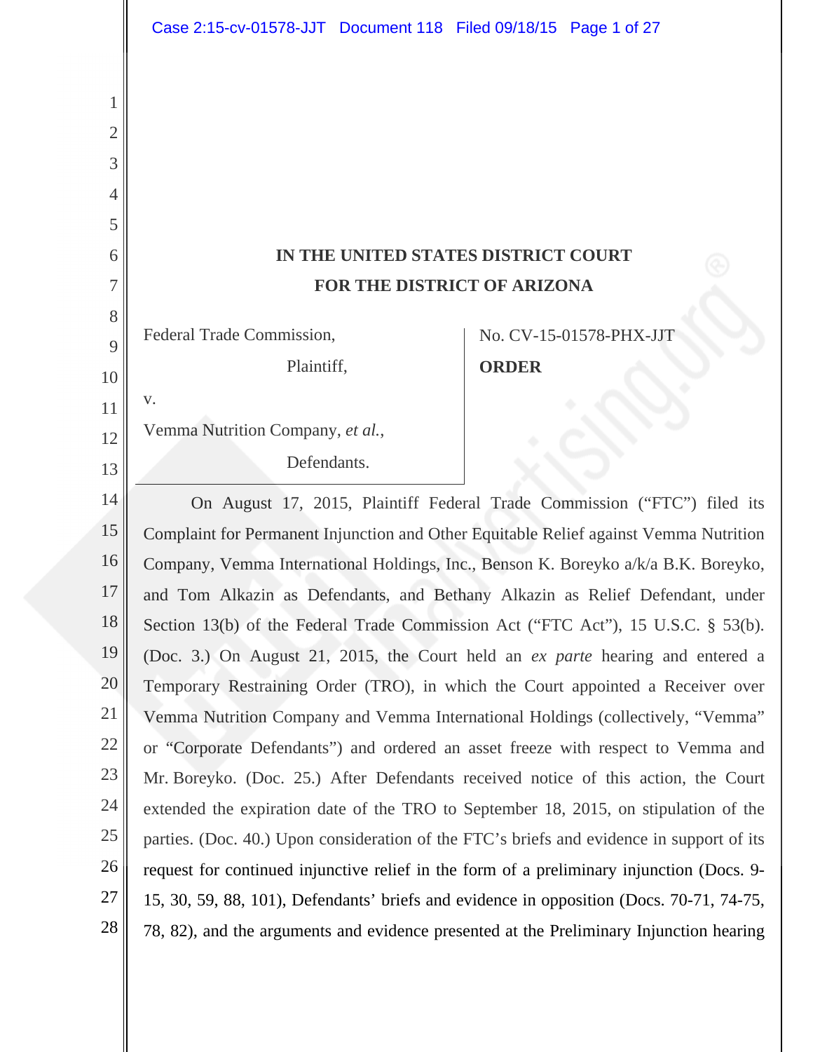# IN THE UNITED STATES DISTRICT COURT
# FOR THE DISTRICT OF ARIZONA

| | |
|---|---|
| Federal Trade Commission,<br><br>Plaintiff,<br><br>v.<br><br>Vemma Nutrition Company, *et al.*,<br><br>Defendants. | No. CV-15-01578-PHX-JJT<br><br>**ORDER** |

On August 17, 2015, Plaintiff Federal Trade Commission ("FTC") filed its Complaint for Permanent Injunction and Other Equitable Relief against Vemma Nutrition Company, Vemma International Holdings, Inc., Benson K. Boreyko a/k/a B.K. Boreyko, and Tom Alkazin as Defendants, and Bethany Alkazin as Relief Defendant, under Section 13(b) of the Federal Trade Commission Act ("FTC Act"), 15 U.S.C. § 53(b). (Doc. 3.) On August 21, 2015, the Court held an *ex parte* hearing and entered a Temporary Restraining Order (TRO), in which the Court appointed a Receiver over Vemma Nutrition Company and Vemma International Holdings (collectively, "Vemma" or "Corporate Defendants") and ordered an asset freeze with respect to Vemma and Mr. Boreyko. (Doc. 25.) After Defendants received notice of this action, the Court extended the expiration date of the TRO to September 18, 2015, on stipulation of the parties. (Doc. 40.) Upon consideration of the FTC's briefs and evidence in support of its request for continued injunctive relief in the form of a preliminary injunction (Docs. 9-15, 30, 59, 88, 101), Defendants' briefs and evidence in opposition (Docs. 70-71, 74-75, 78, 82), and the arguments and evidence presented at the Preliminary Injunction hearing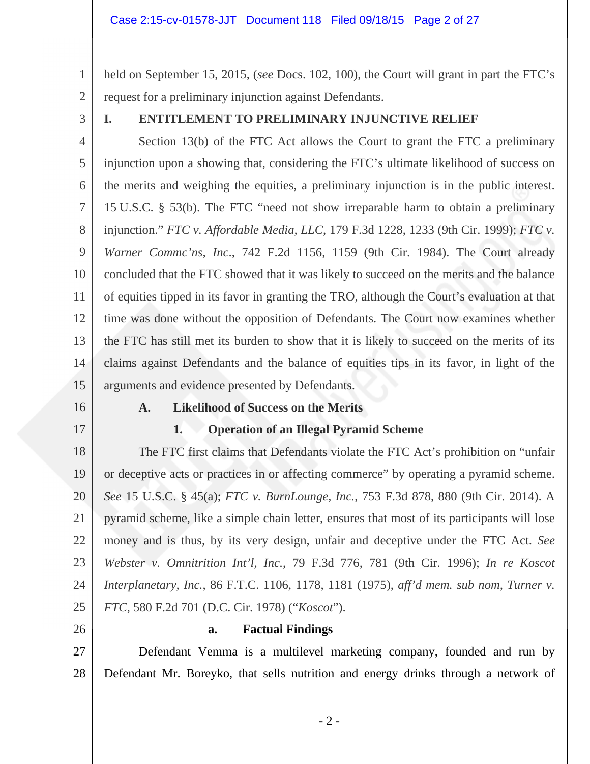held on September 15, 2015, (*see* Docs. 102, 100), the Court will grant in part the FTC's request for a preliminary injunction against Defendants.

## I. ENTITLEMENT TO PRELIMINARY INJUNCTIVE RELIEF

Section 13(b) of the FTC Act allows the Court to grant the FTC a preliminary injunction upon a showing that, considering the FTC's ultimate likelihood of success on the merits and weighing the equities, a preliminary injunction is in the public interest. 15 U.S.C. § 53(b). The FTC "need not show irreparable harm to obtain a preliminary injunction." *FTC v. Affordable Media, LLC*, 179 F.3d 1228, 1233 (9th Cir. 1999); *FTC v. Warner Commc'ns, Inc.*, 742 F.2d 1156, 1159 (9th Cir. 1984). The Court already concluded that the FTC showed that it was likely to succeed on the merits and the balance of equities tipped in its favor in granting the TRO, although the Court's evaluation at that time was done without the opposition of Defendants. The Court now examines whether the FTC has still met its burden to show that it is likely to succeed on the merits of its claims against Defendants and the balance of equities tips in its favor, in light of the arguments and evidence presented by Defendants.

### A. Likelihood of Success on the Merits

#### 1. Operation of an Illegal Pyramid Scheme

The FTC first claims that Defendants violate the FTC Act's prohibition on "unfair or deceptive acts or practices in or affecting commerce" by operating a pyramid scheme. *See* 15 U.S.C. § 45(a); *FTC v. BurnLounge, Inc.*, 753 F.3d 878, 880 (9th Cir. 2014). A pyramid scheme, like a simple chain letter, ensures that most of its participants will lose money and is thus, by its very design, unfair and deceptive under the FTC Act. *See Webster v. Omnitrition Int'l, Inc.*, 79 F.3d 776, 781 (9th Cir. 1996); *In re Koscot Interplanetary, Inc.*, 86 F.T.C. 1106, 1178, 1181 (1975), *aff'd mem. sub nom, Turner v. FTC*, 580 F.2d 701 (D.C. Cir. 1978) ("*Koscot*").

##### a. Factual Findings

Defendant Vemma is a multilevel marketing company, founded and run by Defendant Mr. Boreyko, that sells nutrition and energy drinks through a network of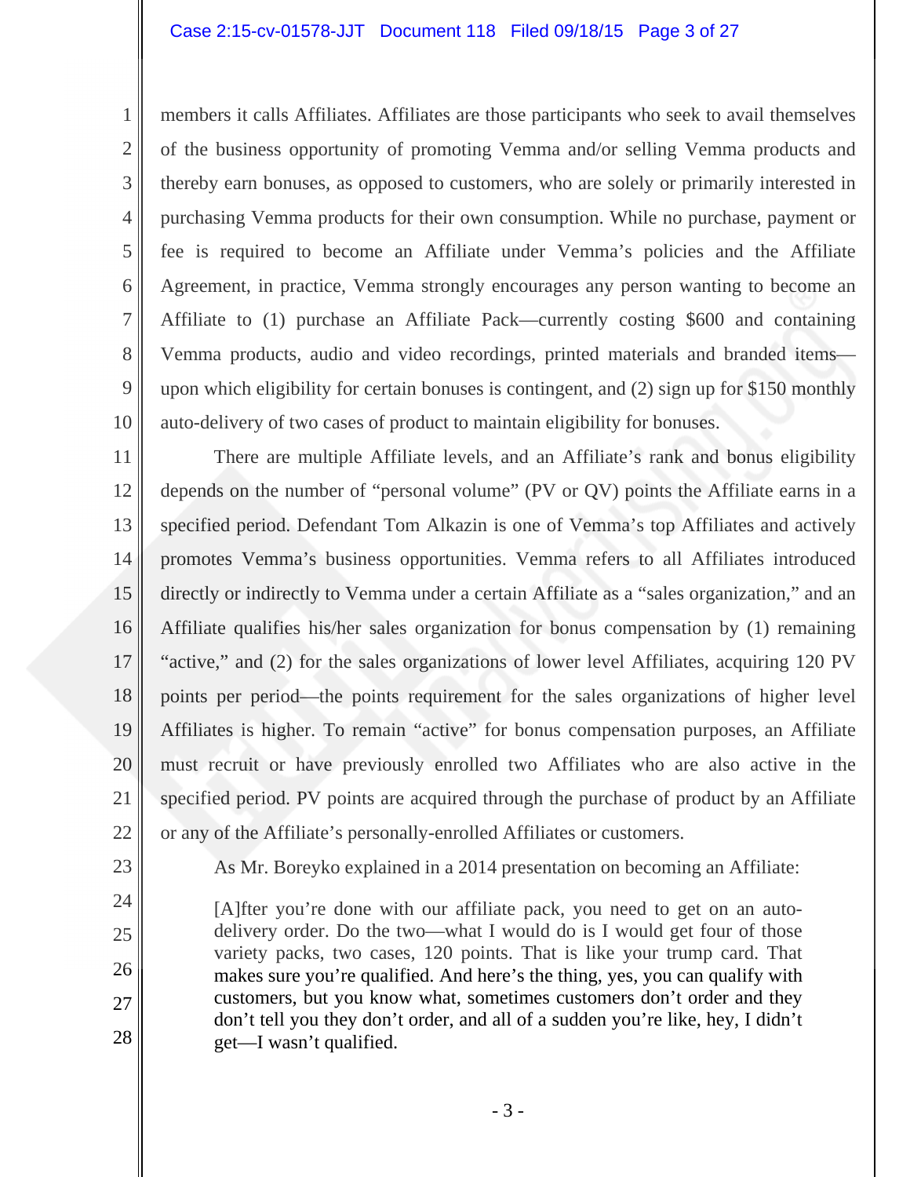members it calls Affiliates. Affiliates are those participants who seek to avail themselves of the business opportunity of promoting Vemma and/or selling Vemma products and thereby earn bonuses, as opposed to customers, who are solely or primarily interested in purchasing Vemma products for their own consumption. While no purchase, payment or fee is required to become an Affiliate under Vemma's policies and the Affiliate Agreement, in practice, Vemma strongly encourages any person wanting to become an Affiliate to (1) purchase an Affiliate Pack—currently costing $600 and containing Vemma products, audio and video recordings, printed materials and branded items—upon which eligibility for certain bonuses is contingent, and (2) sign up for $150 monthly auto-delivery of two cases of product to maintain eligibility for bonuses.

There are multiple Affiliate levels, and an Affiliate's rank and bonus eligibility depends on the number of "personal volume" (PV or QV) points the Affiliate earns in a specified period. Defendant Tom Alkazin is one of Vemma's top Affiliates and actively promotes Vemma's business opportunities. Vemma refers to all Affiliates introduced directly or indirectly to Vemma under a certain Affiliate as a "sales organization," and an Affiliate qualifies his/her sales organization for bonus compensation by (1) remaining "active," and (2) for the sales organizations of lower level Affiliates, acquiring 120 PV points per period—the points requirement for the sales organizations of higher level Affiliates is higher. To remain "active" for bonus compensation purposes, an Affiliate must recruit or have previously enrolled two Affiliates who are also active in the specified period. PV points are acquired through the purchase of product by an Affiliate or any of the Affiliate's personally-enrolled Affiliates or customers.

As Mr. Boreyko explained in a 2014 presentation on becoming an Affiliate:

> [A]fter you're done with our affiliate pack, you need to get on an auto-delivery order. Do the two—what I would do is I would get four of those variety packs, two cases, 120 points. That is like your trump card. That makes sure you're qualified. And here's the thing, yes, you can qualify with customers, but you know what, sometimes customers don't order and they don't tell you they don't order, and all of a sudden you're like, hey, I didn't get—I wasn't qualified.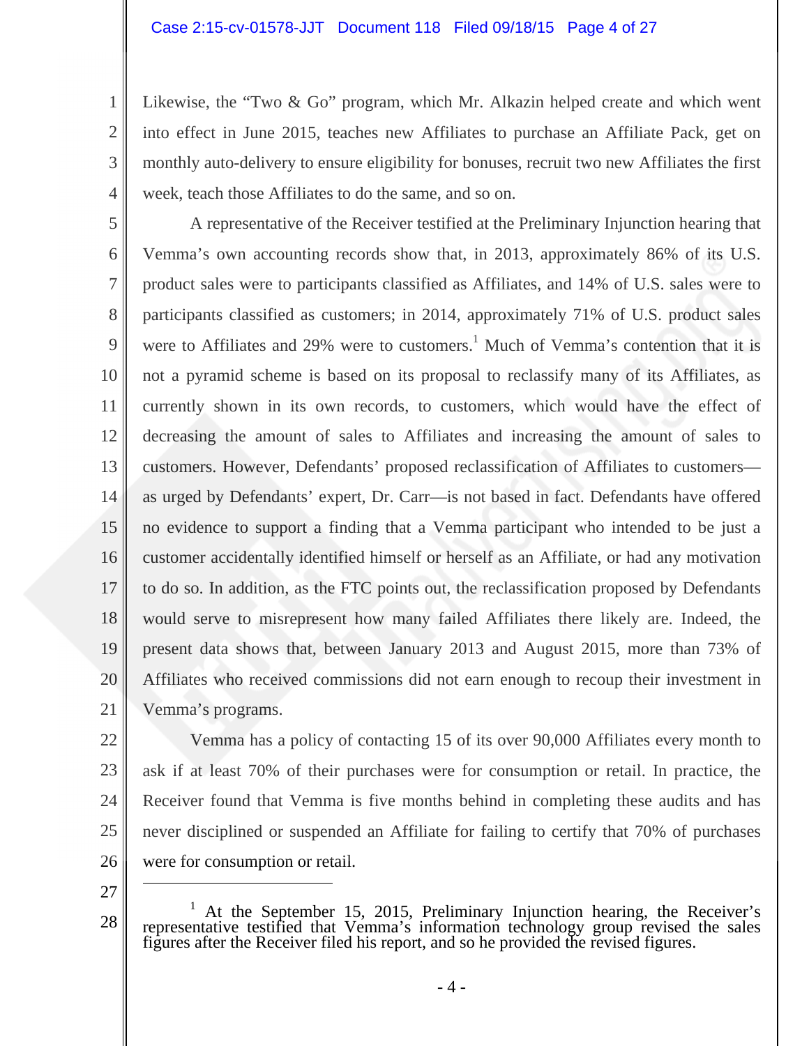Likewise, the “Two & Go” program, which Mr. Alkazin helped create and which went into effect in June 2015, teaches new Affiliates to purchase an Affiliate Pack, get on monthly auto-delivery to ensure eligibility for bonuses, recruit two new Affiliates the first week, teach those Affiliates to do the same, and so on.

A representative of the Receiver testified at the Preliminary Injunction hearing that Vemma’s own accounting records show that, in 2013, approximately 86% of its U.S. product sales were to participants classified as Affiliates, and 14% of U.S. sales were to participants classified as customers; in 2014, approximately 71% of U.S. product sales were to Affiliates and 29% were to customers.[1] Much of Vemma’s contention that it is not a pyramid scheme is based on its proposal to reclassify many of its Affiliates, as currently shown in its own records, to customers, which would have the effect of decreasing the amount of sales to Affiliates and increasing the amount of sales to customers. However, Defendants’ proposed reclassification of Affiliates to customers—as urged by Defendants’ expert, Dr. Carr—is not based in fact. Defendants have offered no evidence to support a finding that a Vemma participant who intended to be just a customer accidentally identified himself or herself as an Affiliate, or had any motivation to do so. In addition, as the FTC points out, the reclassification proposed by Defendants would serve to misrepresent how many failed Affiliates there likely are. Indeed, the present data shows that, between January 2013 and August 2015, more than 73% of Affiliates who received commissions did not earn enough to recoup their investment in Vemma’s programs.

Vemma has a policy of contacting 15 of its over 90,000 Affiliates every month to ask if at least 70% of their purchases were for consumption or retail. In practice, the Receiver found that Vemma is five months behind in completing these audits and has never disciplined or suspended an Affiliate for failing to certify that 70% of purchases were for consumption or retail.

---

[1] At the September 15, 2015, Preliminary Injunction hearing, the Receiver’s representative testified that Vemma’s information technology group revised the sales figures after the Receiver filed his report, and so he provided the revised figures.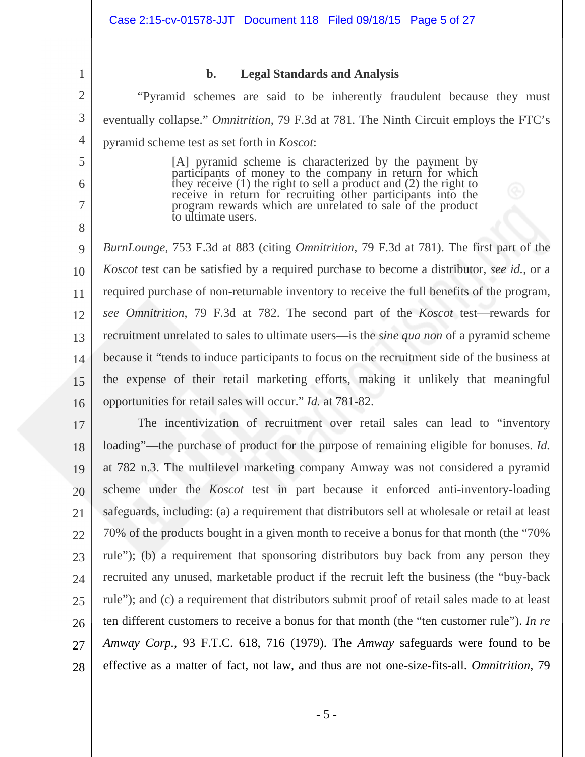### b. Legal Standards and Analysis

"Pyramid schemes are said to be inherently fraudulent because they must eventually collapse." *Omnitrition*, 79 F.3d at 781. The Ninth Circuit employs the FTC's pyramid scheme test as set forth in *Koscot*:

> [A] pyramid scheme is characterized by the payment by participants of money to the company in return for which they receive (1) the right to sell a product and (2) the right to receive in return for recruiting other participants into the program rewards which are unrelated to sale of the product to ultimate users.

*BurnLounge*, 753 F.3d at 883 (citing *Omnitrition*, 79 F.3d at 781). The first part of the *Koscot* test can be satisfied by a required purchase to become a distributor, *see id.*, or a required purchase of non-returnable inventory to receive the full benefits of the program, *see Omnitrition*, 79 F.3d at 782. The second part of the *Koscot* test—rewards for recruitment unrelated to sales to ultimate users—is the *sine qua non* of a pyramid scheme because it "tends to induce participants to focus on the recruitment side of the business at the expense of their retail marketing efforts, making it unlikely that meaningful opportunities for retail sales will occur." *Id.* at 781-82.

The incentivization of recruitment over retail sales can lead to "inventory loading"—the purchase of product for the purpose of remaining eligible for bonuses. *Id.* at 782 n.3. The multilevel marketing company Amway was not considered a pyramid scheme under the *Koscot* test in part because it enforced anti-inventory-loading safeguards, including: (a) a requirement that distributors sell at wholesale or retail at least 70% of the products bought in a given month to receive a bonus for that month (the "70% rule"); (b) a requirement that sponsoring distributors buy back from any person they recruited any unused, marketable product if the recruit left the business (the "buy-back rule"); and (c) a requirement that distributors submit proof of retail sales made to at least ten different customers to receive a bonus for that month (the "ten customer rule"). *In re Amway Corp.*, 93 F.T.C. 618, 716 (1979). The *Amway* safeguards were found to be effective as a matter of fact, not law, and thus are not one-size-fits-all. *Omnitrition*, 79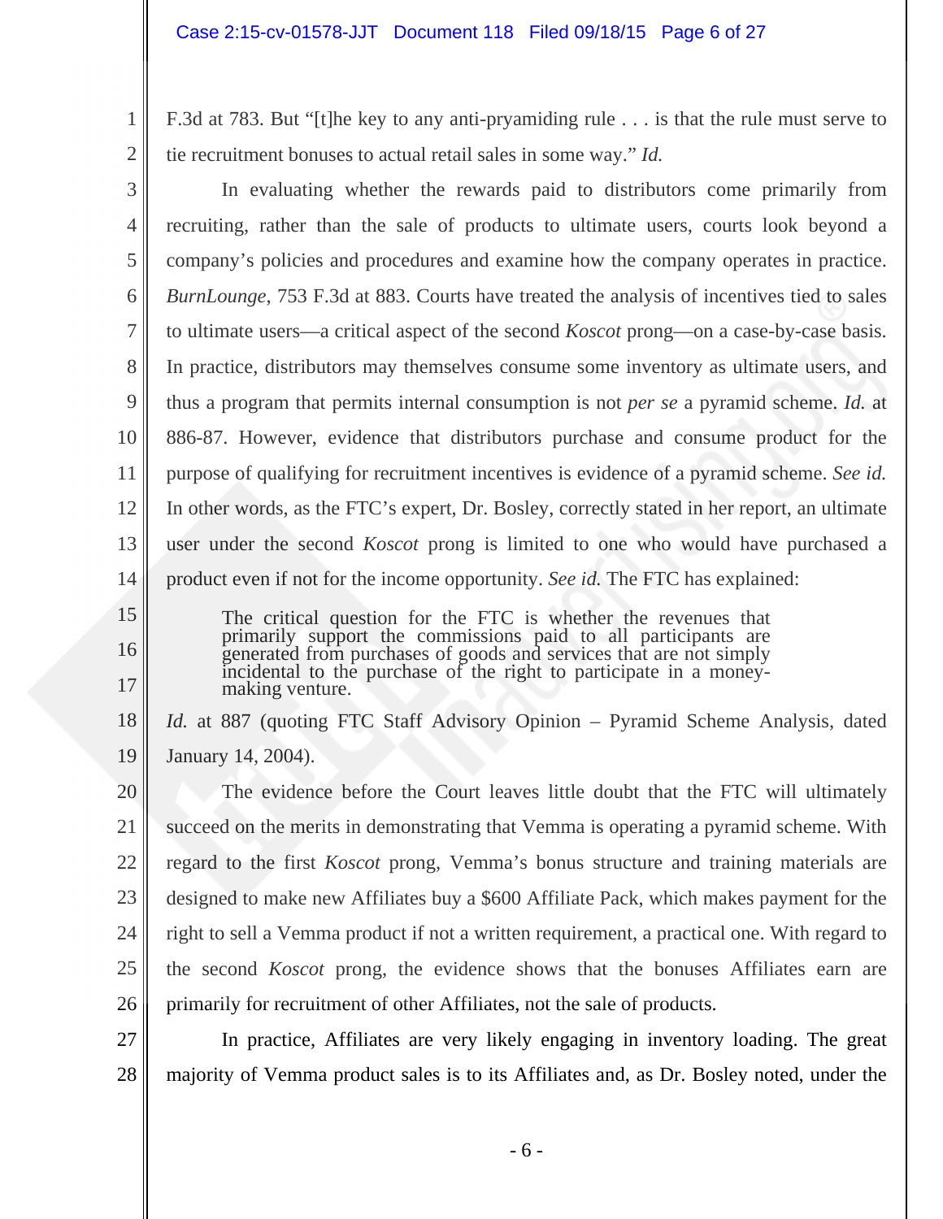F.3d at 783. But "[t]he key to any anti-pryamiding rule . . . is that the rule must serve to tie recruitment bonuses to actual retail sales in some way." *Id.*

In evaluating whether the rewards paid to distributors come primarily from recruiting, rather than the sale of products to ultimate users, courts look beyond a company's policies and procedures and examine how the company operates in practice. *BurnLounge*, 753 F.3d at 883. Courts have treated the analysis of incentives tied to sales to ultimate users—a critical aspect of the second *Koscot* prong—on a case-by-case basis. In practice, distributors may themselves consume some inventory as ultimate users, and thus a program that permits internal consumption is not *per se* a pyramid scheme. *Id.* at 886-87. However, evidence that distributors purchase and consume product for the purpose of qualifying for recruitment incentives is evidence of a pyramid scheme. *See id.* In other words, as the FTC's expert, Dr. Bosley, correctly stated in her report, an ultimate user under the second *Koscot* prong is limited to one who would have purchased a product even if not for the income opportunity. *See id.* The FTC has explained:

> The critical question for the FTC is whether the revenues that primarily support the commissions paid to all participants are generated from purchases of goods and services that are not simply incidental to the purchase of the right to participate in a money-making venture.

*Id.* at 887 (quoting FTC Staff Advisory Opinion – Pyramid Scheme Analysis, dated January 14, 2004).

The evidence before the Court leaves little doubt that the FTC will ultimately succeed on the merits in demonstrating that Vemma is operating a pyramid scheme. With regard to the first *Koscot* prong, Vemma's bonus structure and training materials are designed to make new Affiliates buy a $600 Affiliate Pack, which makes payment for the right to sell a Vemma product if not a written requirement, a practical one. With regard to the second *Koscot* prong, the evidence shows that the bonuses Affiliates earn are primarily for recruitment of other Affiliates, not the sale of products.

In practice, Affiliates are very likely engaging in inventory loading. The great majority of Vemma product sales is to its Affiliates and, as Dr. Bosley noted, under the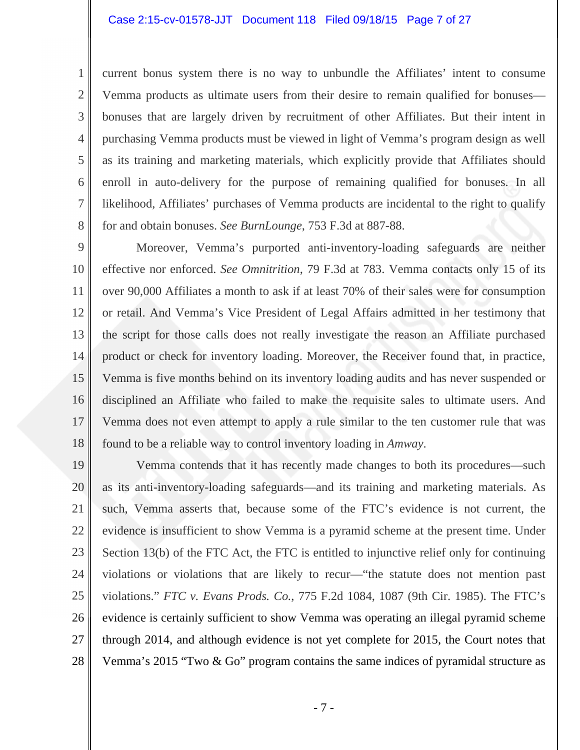current bonus system there is no way to unbundle the Affiliates' intent to consume Vemma products as ultimate users from their desire to remain qualified for bonuses—bonuses that are largely driven by recruitment of other Affiliates. But their intent in purchasing Vemma products must be viewed in light of Vemma's program design as well as its training and marketing materials, which explicitly provide that Affiliates should enroll in auto-delivery for the purpose of remaining qualified for bonuses. In all likelihood, Affiliates' purchases of Vemma products are incidental to the right to qualify for and obtain bonuses. *See BurnLounge*, 753 F.3d at 887-88.

Moreover, Vemma's purported anti-inventory-loading safeguards are neither effective nor enforced. *See Omnitrition*, 79 F.3d at 783. Vemma contacts only 15 of its over 90,000 Affiliates a month to ask if at least 70% of their sales were for consumption or retail. And Vemma's Vice President of Legal Affairs admitted in her testimony that the script for those calls does not really investigate the reason an Affiliate purchased product or check for inventory loading. Moreover, the Receiver found that, in practice, Vemma is five months behind on its inventory loading audits and has never suspended or disciplined an Affiliate who failed to make the requisite sales to ultimate users. And Vemma does not even attempt to apply a rule similar to the ten customer rule that was found to be a reliable way to control inventory loading in *Amway*.

Vemma contends that it has recently made changes to both its procedures—such as its anti-inventory-loading safeguards—and its training and marketing materials. As such, Vemma asserts that, because some of the FTC's evidence is not current, the evidence is insufficient to show Vemma is a pyramid scheme at the present time. Under Section 13(b) of the FTC Act, the FTC is entitled to injunctive relief only for continuing violations or violations that are likely to recur—"the statute does not mention past violations." *FTC v. Evans Prods. Co.*, 775 F.2d 1084, 1087 (9th Cir. 1985). The FTC's evidence is certainly sufficient to show Vemma was operating an illegal pyramid scheme through 2014, and although evidence is not yet complete for 2015, the Court notes that Vemma's 2015 "Two & Go" program contains the same indices of pyramidal structure as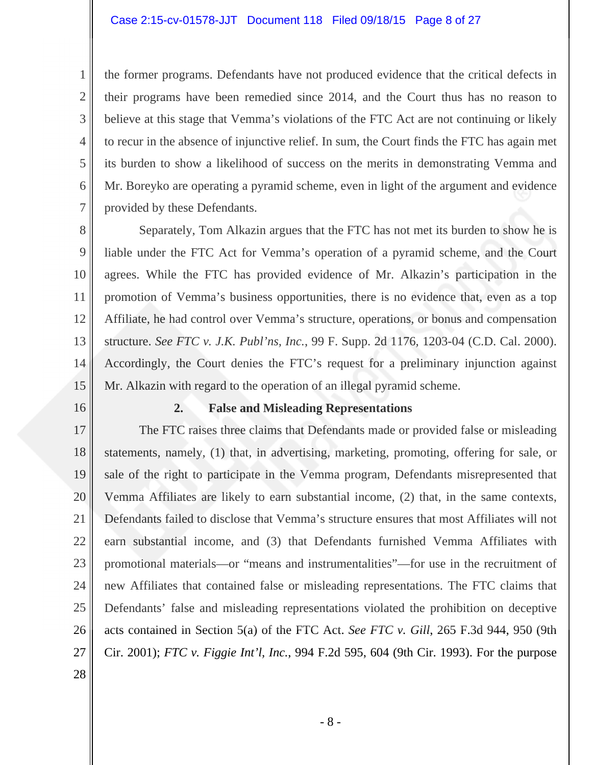the former programs. Defendants have not produced evidence that the critical defects in their programs have been remedied since 2014, and the Court thus has no reason to believe at this stage that Vemma's violations of the FTC Act are not continuing or likely to recur in the absence of injunctive relief. In sum, the Court finds the FTC has again met its burden to show a likelihood of success on the merits in demonstrating Vemma and Mr. Boreyko are operating a pyramid scheme, even in light of the argument and evidence provided by these Defendants.

Separately, Tom Alkazin argues that the FTC has not met its burden to show he is liable under the FTC Act for Vemma's operation of a pyramid scheme, and the Court agrees. While the FTC has provided evidence of Mr. Alkazin's participation in the promotion of Vemma's business opportunities, there is no evidence that, even as a top Affiliate, he had control over Vemma's structure, operations, or bonus and compensation structure. *See FTC v. J.K. Publ'ns, Inc.*, 99 F. Supp. 2d 1176, 1203-04 (C.D. Cal. 2000). Accordingly, the Court denies the FTC's request for a preliminary injunction against Mr. Alkazin with regard to the operation of an illegal pyramid scheme.

**2. False and Misleading Representations**

The FTC raises three claims that Defendants made or provided false or misleading statements, namely, (1) that, in advertising, marketing, promoting, offering for sale, or sale of the right to participate in the Vemma program, Defendants misrepresented that Vemma Affiliates are likely to earn substantial income, (2) that, in the same contexts, Defendants failed to disclose that Vemma's structure ensures that most Affiliates will not earn substantial income, and (3) that Defendants furnished Vemma Affiliates with promotional materials—or "means and instrumentalities"—for use in the recruitment of new Affiliates that contained false or misleading representations. The FTC claims that Defendants' false and misleading representations violated the prohibition on deceptive acts contained in Section 5(a) of the FTC Act. *See FTC v. Gill*, 265 F.3d 944, 950 (9th Cir. 2001); *FTC v. Figgie Int'l, Inc.*, 994 F.2d 595, 604 (9th Cir. 1993). For the purpose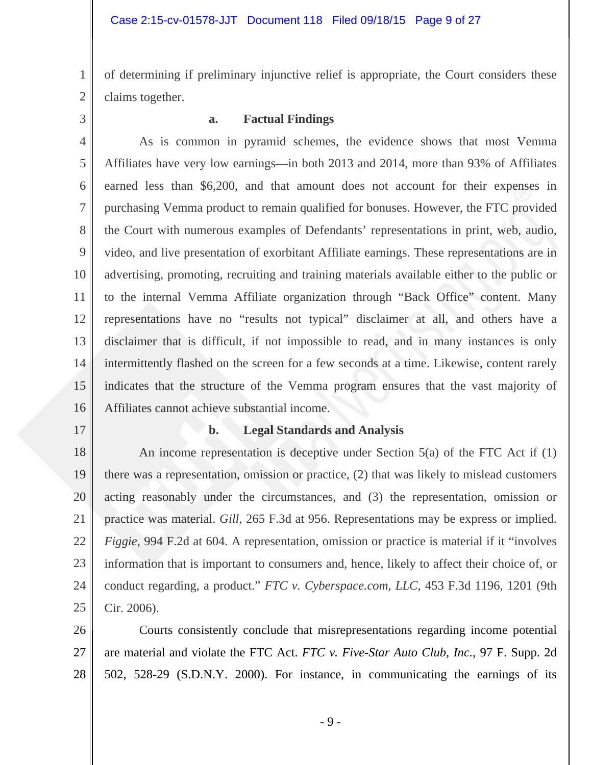of determining if preliminary injunctive relief is appropriate, the Court considers these claims together.

**a. Factual Findings**

As is common in pyramid schemes, the evidence shows that most Vemma Affiliates have very low earnings—in both 2013 and 2014, more than 93% of Affiliates earned less than $6,200, and that amount does not account for their expenses in purchasing Vemma product to remain qualified for bonuses. However, the FTC provided the Court with numerous examples of Defendants' representations in print, web, audio, video, and live presentation of exorbitant Affiliate earnings. These representations are in advertising, promoting, recruiting and training materials available either to the public or to the internal Vemma Affiliate organization through "Back Office" content. Many representations have no "results not typical" disclaimer at all, and others have a disclaimer that is difficult, if not impossible to read, and in many instances is only intermittently flashed on the screen for a few seconds at a time. Likewise, content rarely indicates that the structure of the Vemma program ensures that the vast majority of Affiliates cannot achieve substantial income.

**b. Legal Standards and Analysis**

An income representation is deceptive under Section 5(a) of the FTC Act if (1) there was a representation, omission or practice, (2) that was likely to mislead customers acting reasonably under the circumstances, and (3) the representation, omission or practice was material. *Gill*, 265 F.3d at 956. Representations may be express or implied. *Figgie*, 994 F.2d at 604. A representation, omission or practice is material if it "involves information that is important to consumers and, hence, likely to affect their choice of, or conduct regarding, a product." *FTC v. Cyberspace.com, LLC*, 453 F.3d 1196, 1201 (9th Cir. 2006).

Courts consistently conclude that misrepresentations regarding income potential are material and violate the FTC Act. *FTC v. Five-Star Auto Club, Inc.*, 97 F. Supp. 2d 502, 528-29 (S.D.N.Y. 2000). For instance, in communicating the earnings of its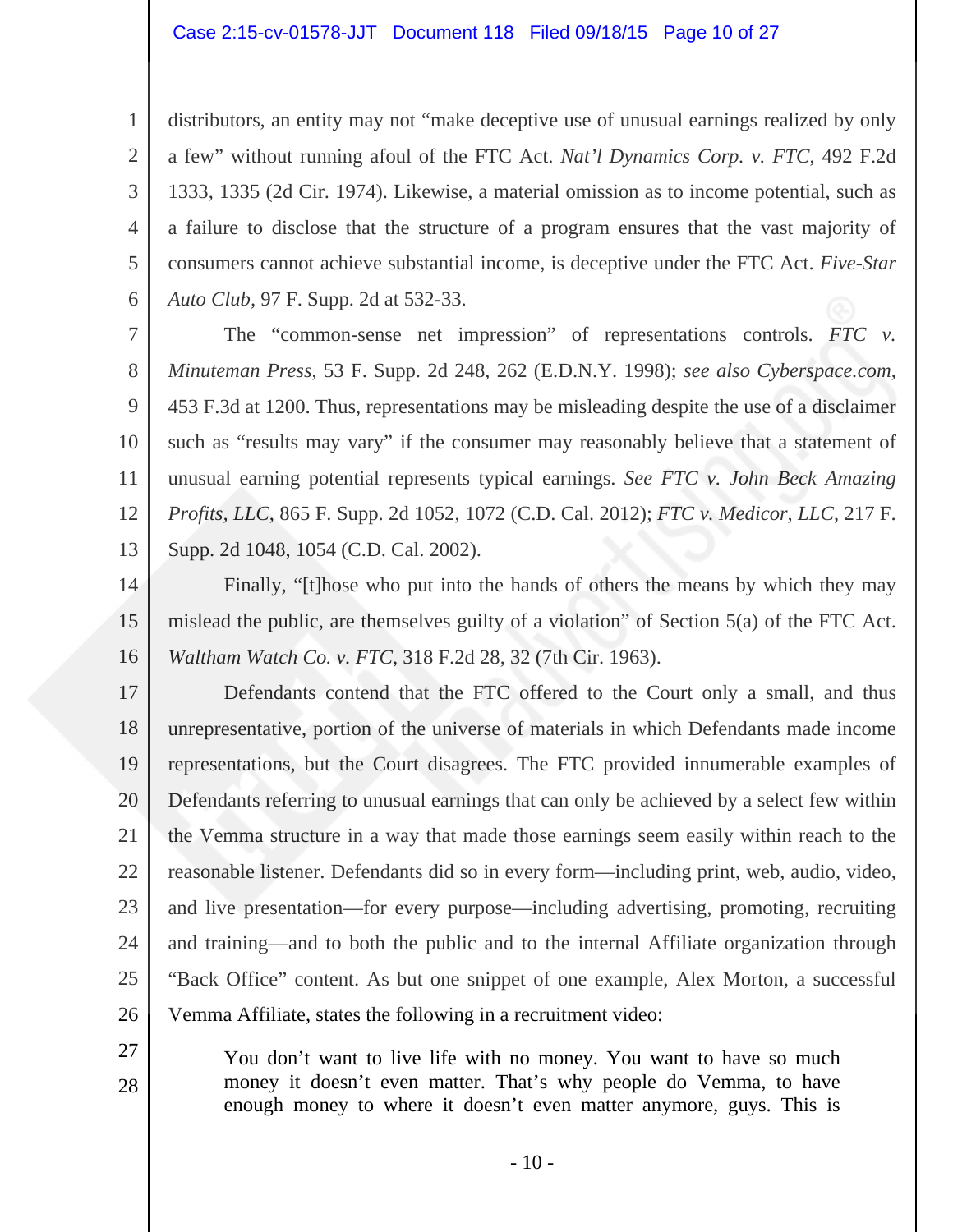distributors, an entity may not "make deceptive use of unusual earnings realized by only a few" without running afoul of the FTC Act. *Nat'l Dynamics Corp. v. FTC*, 492 F.2d 1333, 1335 (2d Cir. 1974). Likewise, a material omission as to income potential, such as a failure to disclose that the structure of a program ensures that the vast majority of consumers cannot achieve substantial income, is deceptive under the FTC Act. *Five-Star Auto Club*, 97 F. Supp. 2d at 532-33.

The "common-sense net impression" of representations controls. *FTC v. Minuteman Press*, 53 F. Supp. 2d 248, 262 (E.D.N.Y. 1998); *see also Cyberspace.com*, 453 F.3d at 1200. Thus, representations may be misleading despite the use of a disclaimer such as "results may vary" if the consumer may reasonably believe that a statement of unusual earning potential represents typical earnings. *See FTC v. John Beck Amazing Profits, LLC*, 865 F. Supp. 2d 1052, 1072 (C.D. Cal. 2012); *FTC v. Medicor, LLC*, 217 F. Supp. 2d 1048, 1054 (C.D. Cal. 2002).

Finally, "[t]hose who put into the hands of others the means by which they may mislead the public, are themselves guilty of a violation" of Section 5(a) of the FTC Act. *Waltham Watch Co. v. FTC*, 318 F.2d 28, 32 (7th Cir. 1963).

Defendants contend that the FTC offered to the Court only a small, and thus unrepresentative, portion of the universe of materials in which Defendants made income representations, but the Court disagrees. The FTC provided innumerable examples of Defendants referring to unusual earnings that can only be achieved by a select few within the Vemma structure in a way that made those earnings seem easily within reach to the reasonable listener. Defendants did so in every form—including print, web, audio, video, and live presentation—for every purpose—including advertising, promoting, recruiting and training—and to both the public and to the internal Affiliate organization through "Back Office" content. As but one snippet of one example, Alex Morton, a successful Vemma Affiliate, states the following in a recruitment video:

> You don't want to live life with no money. You want to have so much money it doesn't even matter. That's why people do Vemma, to have enough money to where it doesn't even matter anymore, guys. This is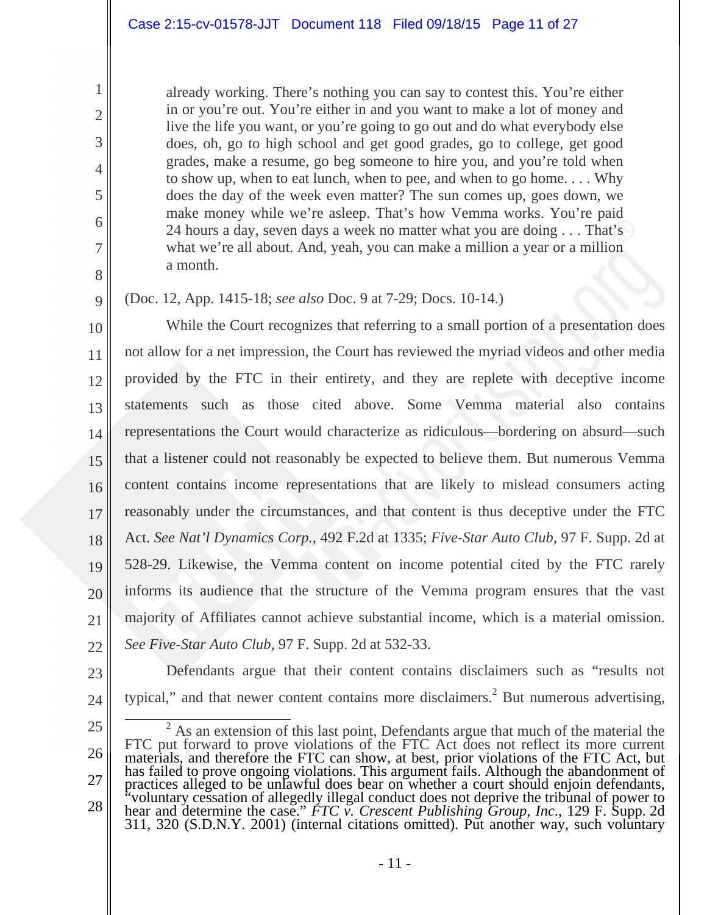> already working. There's nothing you can say to contest this. You're either in or you're out. You're either in and you want to make a lot of money and live the life you want, or you're going to go out and do what everybody else does, oh, go to high school and get good grades, go to college, get good grades, make a resume, go beg someone to hire you, and you're told when to show up, when to eat lunch, when to pee, and when to go home. . . . Why does the day of the week even matter? The sun comes up, goes down, we make money while we're asleep. That's how Vemma works. You're paid 24 hours a day, seven days a week no matter what you are doing . . . That's what we're all about. And, yeah, you can make a million a year or a million a month.

(Doc. 12, App. 1415-18; *see also* Doc. 9 at 7-29; Docs. 10-14.)

While the Court recognizes that referring to a small portion of a presentation does not allow for a net impression, the Court has reviewed the myriad videos and other media provided by the FTC in their entirety, and they are replete with deceptive income statements such as those cited above. Some Vemma material also contains representations the Court would characterize as ridiculous—bordering on absurd—such that a listener could not reasonably be expected to believe them. But numerous Vemma content contains income representations that are likely to mislead consumers acting reasonably under the circumstances, and that content is thus deceptive under the FTC Act. *See Nat'l Dynamics Corp.*, 492 F.2d at 1335; *Five-Star Auto Club*, 97 F. Supp. 2d at 528-29. Likewise, the Vemma content on income potential cited by the FTC rarely informs its audience that the structure of the Vemma program ensures that the vast majority of Affiliates cannot achieve substantial income, which is a material omission. *See Five-Star Auto Club*, 97 F. Supp. 2d at 532-33.

Defendants argue that their content contains disclaimers such as "results not typical," and that newer content contains more disclaimers.[2] But numerous advertising,

---

[2] As an extension of this last point, Defendants argue that much of the material the FTC put forward to prove violations of the FTC Act does not reflect its more current materials, and therefore the FTC can show, at best, prior violations of the FTC Act, but has failed to prove ongoing violations. This argument fails. Although the abandonment of practices alleged to be unlawful does bear on whether a court should enjoin defendants, "voluntary cessation of allegedly illegal conduct does not deprive the tribunal of power to hear and determine the case." *FTC v. Crescent Publishing Group, Inc.*, 129 F. Supp. 2d 311, 320 (S.D.N.Y. 2001) (internal citations omitted). Put another way, such voluntary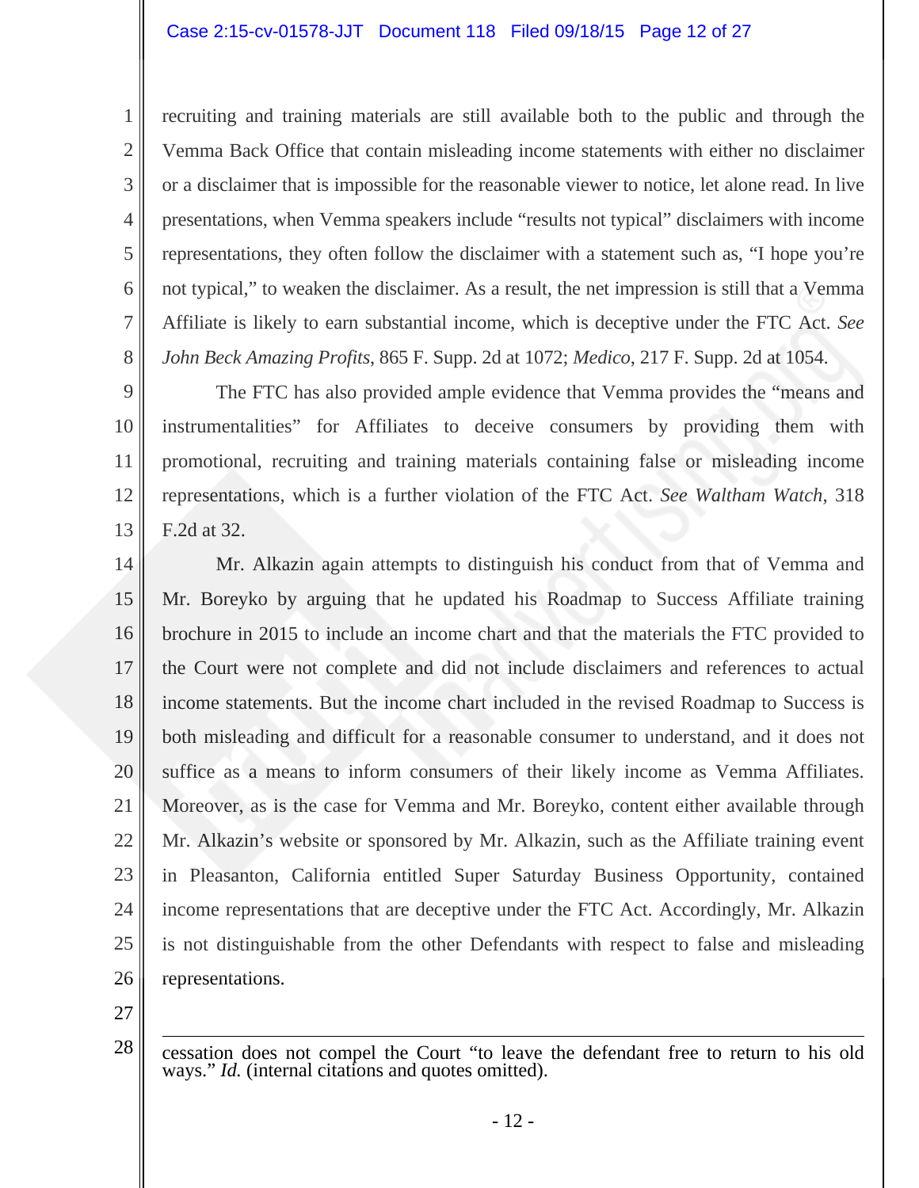recruiting and training materials are still available both to the public and through the Vemma Back Office that contain misleading income statements with either no disclaimer or a disclaimer that is impossible for the reasonable viewer to notice, let alone read. In live presentations, when Vemma speakers include "results not typical" disclaimers with income representations, they often follow the disclaimer with a statement such as, "I hope you're not typical," to weaken the disclaimer. As a result, the net impression is still that a Vemma Affiliate is likely to earn substantial income, which is deceptive under the FTC Act. *See John Beck Amazing Profits*, 865 F. Supp. 2d at 1072; *Medico*, 217 F. Supp. 2d at 1054.

The FTC has also provided ample evidence that Vemma provides the "means and instrumentalities" for Affiliates to deceive consumers by providing them with promotional, recruiting and training materials containing false or misleading income representations, which is a further violation of the FTC Act. *See Waltham Watch*, 318 F.2d at 32.

Mr. Alkazin again attempts to distinguish his conduct from that of Vemma and Mr. Boreyko by arguing that he updated his Roadmap to Success Affiliate training brochure in 2015 to include an income chart and that the materials the FTC provided to the Court were not complete and did not include disclaimers and references to actual income statements. But the income chart included in the revised Roadmap to Success is both misleading and difficult for a reasonable consumer to understand, and it does not suffice as a means to inform consumers of their likely income as Vemma Affiliates. Moreover, as is the case for Vemma and Mr. Boreyko, content either available through Mr. Alkazin's website or sponsored by Mr. Alkazin, such as the Affiliate training event in Pleasanton, California entitled Super Saturday Business Opportunity, contained income representations that are deceptive under the FTC Act. Accordingly, Mr. Alkazin is not distinguishable from the other Defendants with respect to false and misleading representations.

---

cessation does not compel the Court "to leave the defendant free to return to his old ways." *Id.* (internal citations and quotes omitted).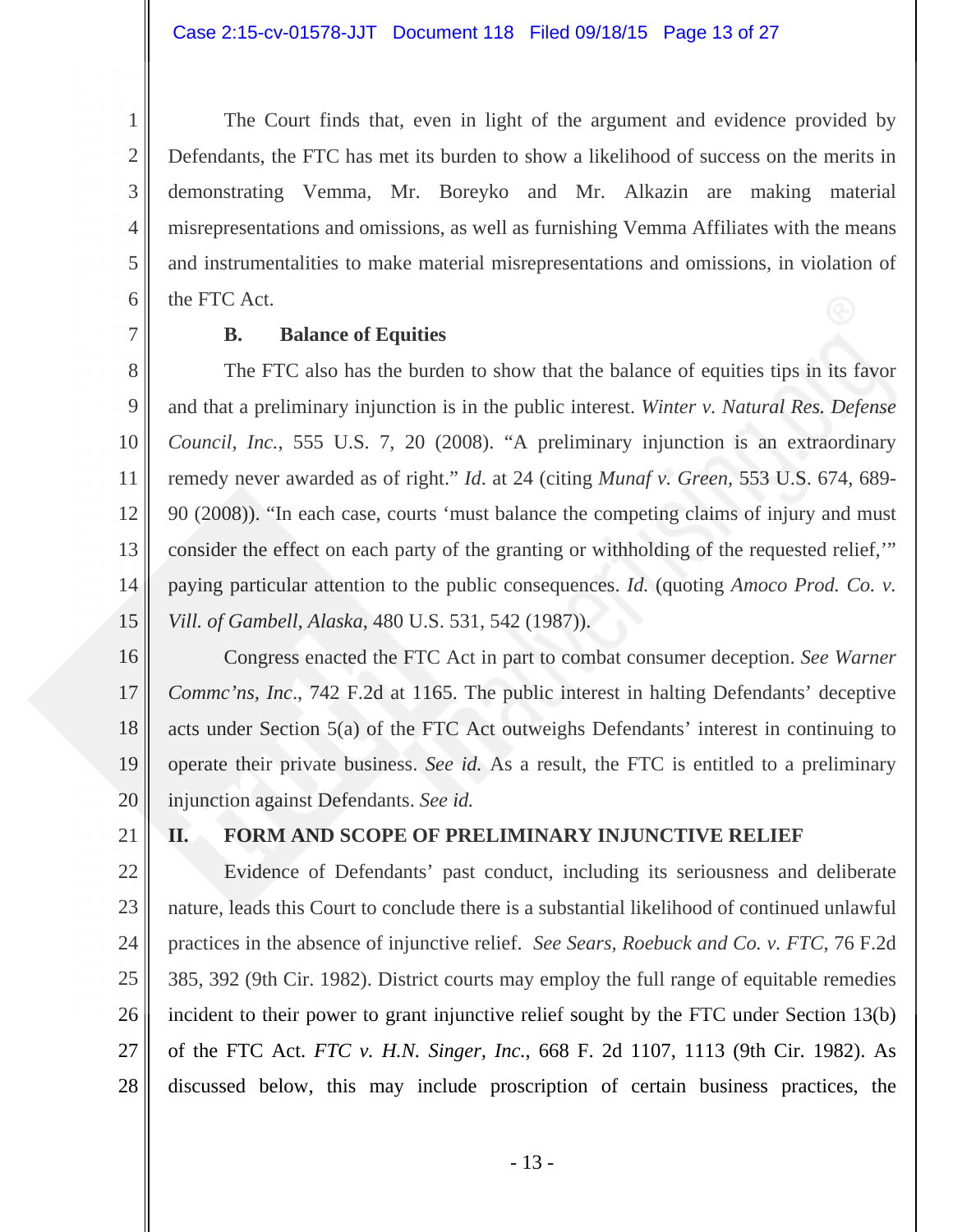The Court finds that, even in light of the argument and evidence provided by Defendants, the FTC has met its burden to show a likelihood of success on the merits in demonstrating Vemma, Mr. Boreyko and Mr. Alkazin are making material misrepresentations and omissions, as well as furnishing Vemma Affiliates with the means and instrumentalities to make material misrepresentations and omissions, in violation of the FTC Act.

### B. Balance of Equities

The FTC also has the burden to show that the balance of equities tips in its favor and that a preliminary injunction is in the public interest. *Winter v. Natural Res. Defense Council, Inc.*, 555 U.S. 7, 20 (2008). "A preliminary injunction is an extraordinary remedy never awarded as of right." *Id.* at 24 (citing *Munaf v. Green*, 553 U.S. 674, 689-90 (2008)). "In each case, courts 'must balance the competing claims of injury and must consider the effect on each party of the granting or withholding of the requested relief,'" paying particular attention to the public consequences. *Id.* (quoting *Amoco Prod. Co. v. Vill. of Gambell, Alaska*, 480 U.S. 531, 542 (1987)).

Congress enacted the FTC Act in part to combat consumer deception. *See Warner Commc'ns, Inc.*, 742 F.2d at 1165. The public interest in halting Defendants' deceptive acts under Section 5(a) of the FTC Act outweighs Defendants' interest in continuing to operate their private business. *See id.* As a result, the FTC is entitled to a preliminary injunction against Defendants. *See id.*

## II. FORM AND SCOPE OF PRELIMINARY INJUNCTIVE RELIEF

Evidence of Defendants' past conduct, including its seriousness and deliberate nature, leads this Court to conclude there is a substantial likelihood of continued unlawful practices in the absence of injunctive relief. *See Sears, Roebuck and Co. v. FTC*, 76 F.2d 385, 392 (9th Cir. 1982). District courts may employ the full range of equitable remedies incident to their power to grant injunctive relief sought by the FTC under Section 13(b) of the FTC Act. *FTC v. H.N. Singer, Inc.*, 668 F. 2d 1107, 1113 (9th Cir. 1982). As discussed below, this may include proscription of certain business practices, the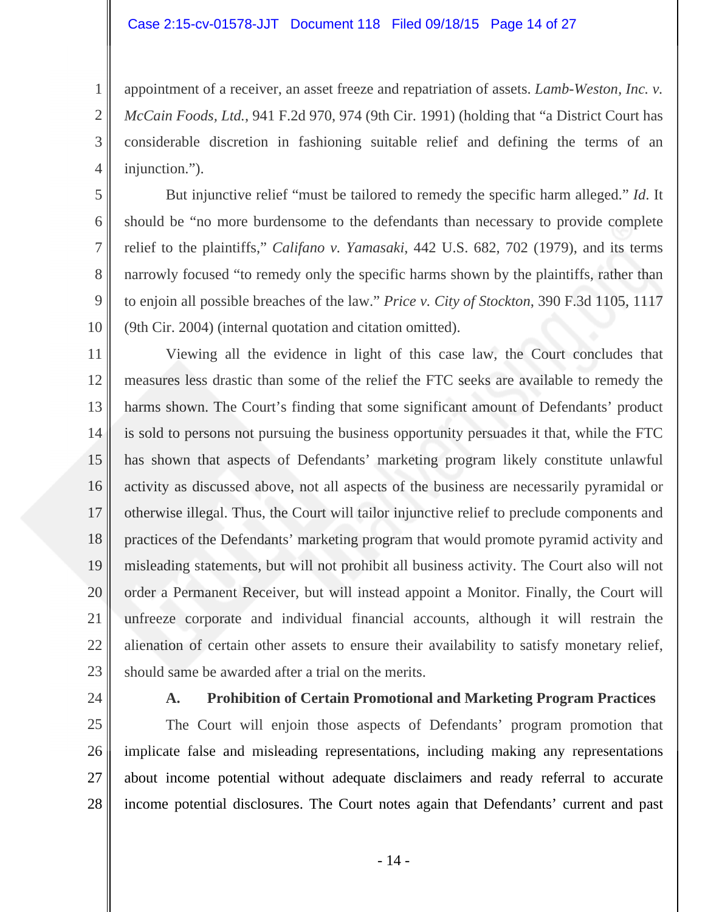appointment of a receiver, an asset freeze and repatriation of assets. *Lamb-Weston, Inc. v. McCain Foods, Ltd.*, 941 F.2d 970, 974 (9th Cir. 1991) (holding that "a District Court has considerable discretion in fashioning suitable relief and defining the terms of an injunction.").

But injunctive relief "must be tailored to remedy the specific harm alleged." *Id*. It should be "no more burdensome to the defendants than necessary to provide complete relief to the plaintiffs," *Califano v. Yamasaki*, 442 U.S. 682, 702 (1979), and its terms narrowly focused "to remedy only the specific harms shown by the plaintiffs, rather than to enjoin all possible breaches of the law." *Price v. City of Stockton*, 390 F.3d 1105, 1117 (9th Cir. 2004) (internal quotation and citation omitted).

Viewing all the evidence in light of this case law, the Court concludes that measures less drastic than some of the relief the FTC seeks are available to remedy the harms shown. The Court's finding that some significant amount of Defendants' product is sold to persons not pursuing the business opportunity persuades it that, while the FTC has shown that aspects of Defendants' marketing program likely constitute unlawful activity as discussed above, not all aspects of the business are necessarily pyramidal or otherwise illegal. Thus, the Court will tailor injunctive relief to preclude components and practices of the Defendants' marketing program that would promote pyramid activity and misleading statements, but will not prohibit all business activity. The Court also will not order a Permanent Receiver, but will instead appoint a Monitor. Finally, the Court will unfreeze corporate and individual financial accounts, although it will restrain the alienation of certain other assets to ensure their availability to satisfy monetary relief, should same be awarded after a trial on the merits.

**A. Prohibition of Certain Promotional and Marketing Program Practices**

The Court will enjoin those aspects of Defendants' program promotion that implicate false and misleading representations, including making any representations about income potential without adequate disclaimers and ready referral to accurate income potential disclosures. The Court notes again that Defendants' current and past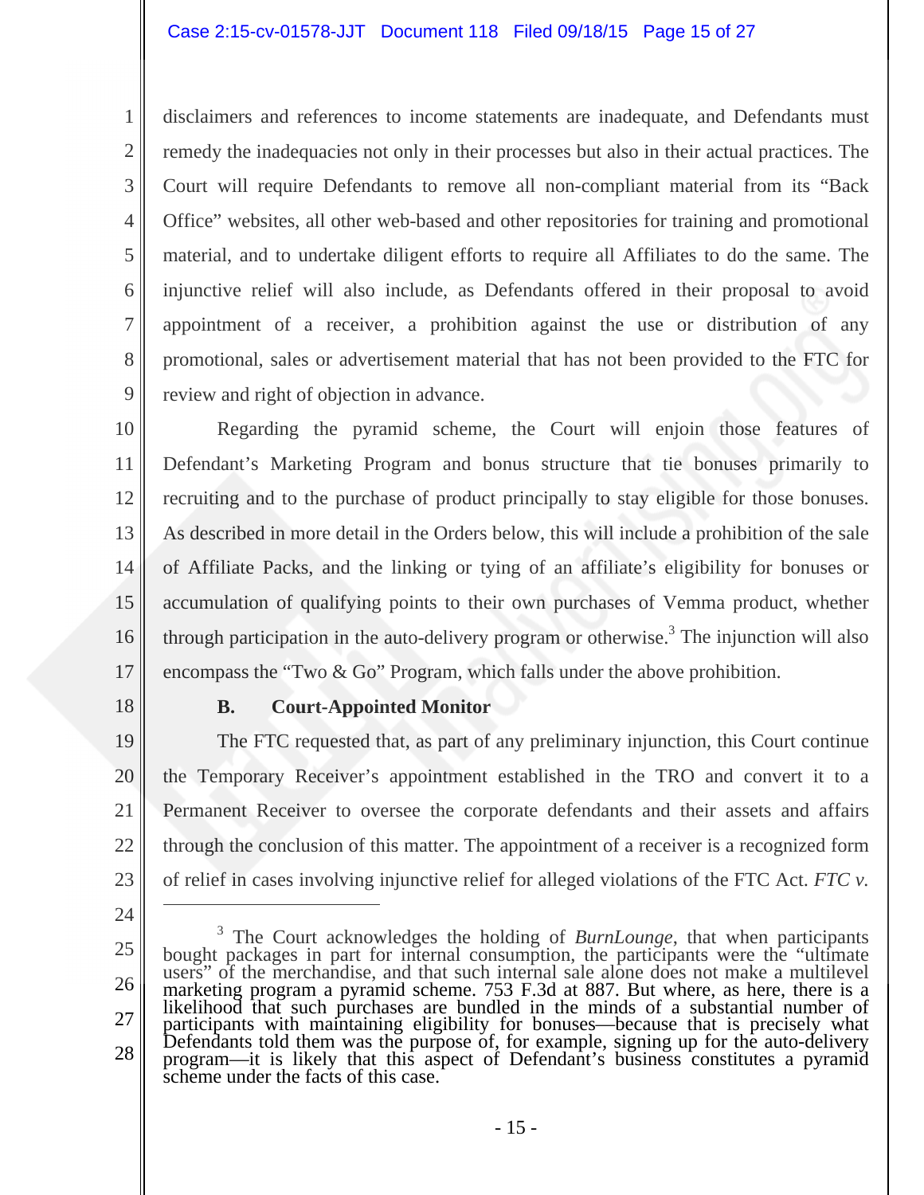disclaimers and references to income statements are inadequate, and Defendants must remedy the inadequacies not only in their processes but also in their actual practices. The Court will require Defendants to remove all non-compliant material from its "Back Office" websites, all other web-based and other repositories for training and promotional material, and to undertake diligent efforts to require all Affiliates to do the same. The injunctive relief will also include, as Defendants offered in their proposal to avoid appointment of a receiver, a prohibition against the use or distribution of any promotional, sales or advertisement material that has not been provided to the FTC for review and right of objection in advance.

Regarding the pyramid scheme, the Court will enjoin those features of Defendant's Marketing Program and bonus structure that tie bonuses primarily to recruiting and to the purchase of product principally to stay eligible for those bonuses. As described in more detail in the Orders below, this will include a prohibition of the sale of Affiliate Packs, and the linking or tying of an affiliate's eligibility for bonuses or accumulation of qualifying points to their own purchases of Vemma product, whether through participation in the auto-delivery program or otherwise.[3] The injunction will also encompass the "Two & Go" Program, which falls under the above prohibition.

**B. Court-Appointed Monitor**

The FTC requested that, as part of any preliminary injunction, this Court continue the Temporary Receiver's appointment established in the TRO and convert it to a Permanent Receiver to oversee the corporate defendants and their assets and affairs through the conclusion of this matter. The appointment of a receiver is a recognized form of relief in cases involving injunctive relief for alleged violations of the FTC Act. *FTC v.*

---

[3] The Court acknowledges the holding of *BurnLounge*, that when participants bought packages in part for internal consumption, the participants were the "ultimate users" of the merchandise, and that such internal sale alone does not make a multilevel marketing program a pyramid scheme. 753 F.3d at 887. But where, as here, there is a likelihood that such purchases are bundled in the minds of a substantial number of participants with maintaining eligibility for bonuses—because that is precisely what Defendants told them was the purpose of, for example, signing up for the auto-delivery program—it is likely that this aspect of Defendant's business constitutes a pyramid scheme under the facts of this case.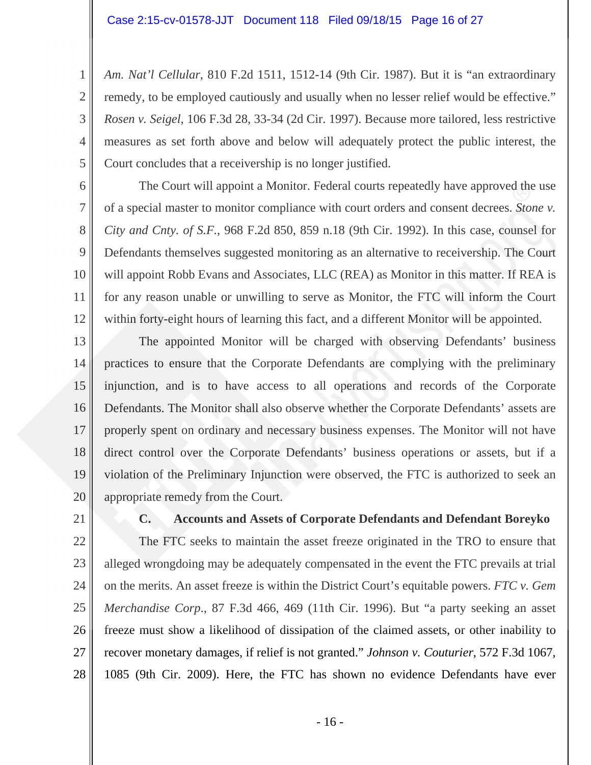*Am. Nat'l Cellular*, 810 F.2d 1511, 1512-14 (9th Cir. 1987). But it is "an extraordinary remedy, to be employed cautiously and usually when no lesser relief would be effective." *Rosen v. Seigel*, 106 F.3d 28, 33-34 (2d Cir. 1997). Because more tailored, less restrictive measures as set forth above and below will adequately protect the public interest, the Court concludes that a receivership is no longer justified.

The Court will appoint a Monitor. Federal courts repeatedly have approved the use of a special master to monitor compliance with court orders and consent decrees. *Stone v. City and Cnty. of S.F.*, 968 F.2d 850, 859 n.18 (9th Cir. 1992). In this case, counsel for Defendants themselves suggested monitoring as an alternative to receivership. The Court will appoint Robb Evans and Associates, LLC (REA) as Monitor in this matter. If REA is for any reason unable or unwilling to serve as Monitor, the FTC will inform the Court within forty-eight hours of learning this fact, and a different Monitor will be appointed.

The appointed Monitor will be charged with observing Defendants' business practices to ensure that the Corporate Defendants are complying with the preliminary injunction, and is to have access to all operations and records of the Corporate Defendants. The Monitor shall also observe whether the Corporate Defendants' assets are properly spent on ordinary and necessary business expenses. The Monitor will not have direct control over the Corporate Defendants' business operations or assets, but if a violation of the Preliminary Injunction were observed, the FTC is authorized to seek an appropriate remedy from the Court.

### C. Accounts and Assets of Corporate Defendants and Defendant Boreyko

The FTC seeks to maintain the asset freeze originated in the TRO to ensure that alleged wrongdoing may be adequately compensated in the event the FTC prevails at trial on the merits. An asset freeze is within the District Court's equitable powers. *FTC v. Gem Merchandise Corp.*, 87 F.3d 466, 469 (11th Cir. 1996). But "a party seeking an asset freeze must show a likelihood of dissipation of the claimed assets, or other inability to recover monetary damages, if relief is not granted." *Johnson v. Couturier*, 572 F.3d 1067, 1085 (9th Cir. 2009). Here, the FTC has shown no evidence Defendants have ever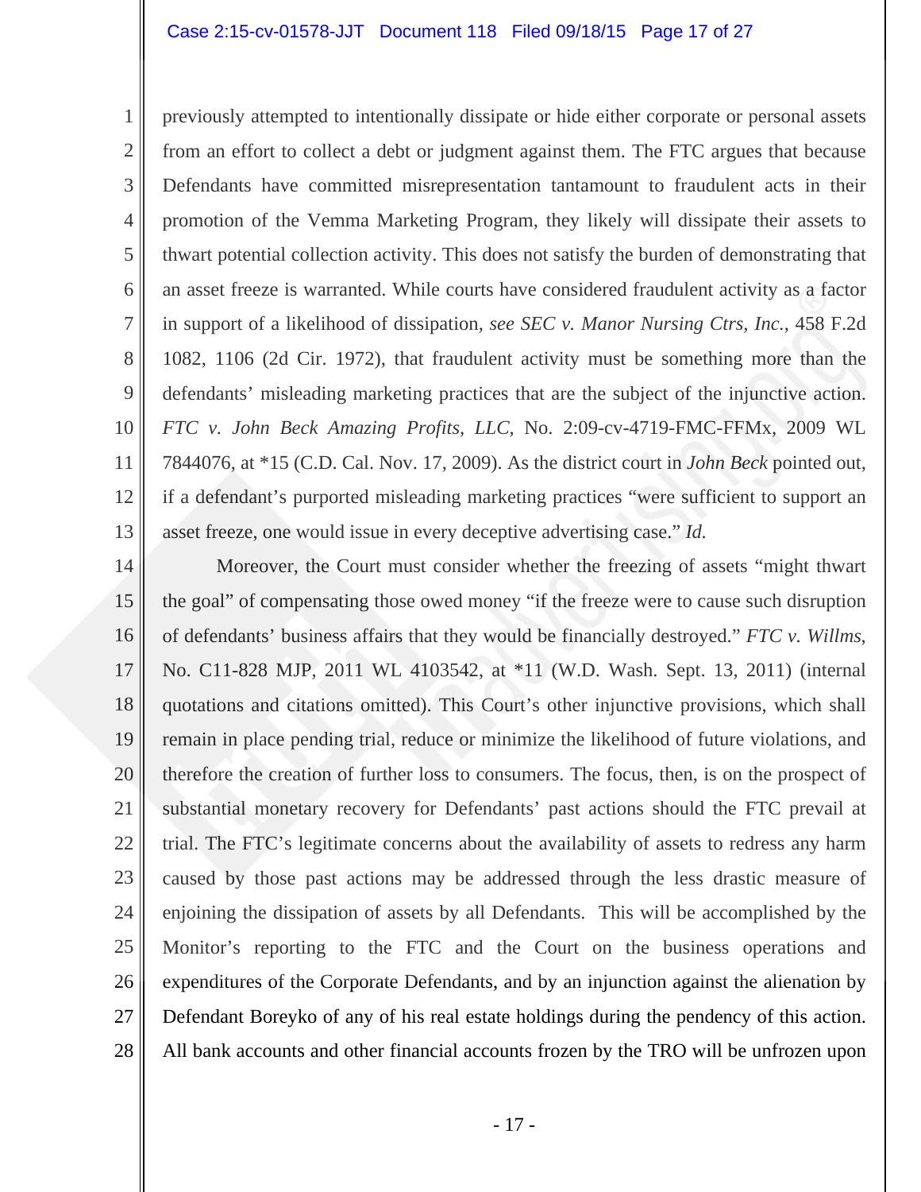previously attempted to intentionally dissipate or hide either corporate or personal assets from an effort to collect a debt or judgment against them. The FTC argues that because Defendants have committed misrepresentation tantamount to fraudulent acts in their promotion of the Vemma Marketing Program, they likely will dissipate their assets to thwart potential collection activity. This does not satisfy the burden of demonstrating that an asset freeze is warranted. While courts have considered fraudulent activity as a factor in support of a likelihood of dissipation, *see SEC v. Manor Nursing Ctrs, Inc.*, 458 F.2d 1082, 1106 (2d Cir. 1972), that fraudulent activity must be something more than the defendants' misleading marketing practices that are the subject of the injunctive action. *FTC v. John Beck Amazing Profits, LLC*, No. 2:09-cv-4719-FMC-FFMx, 2009 WL 7844076, at *15 (C.D. Cal. Nov. 17, 2009). As the district court in *John Beck* pointed out, if a defendant's purported misleading marketing practices "were sufficient to support an asset freeze, one would issue in every deceptive advertising case." *Id.*

Moreover, the Court must consider whether the freezing of assets "might thwart the goal" of compensating those owed money "if the freeze were to cause such disruption of defendants' business affairs that they would be financially destroyed." *FTC v. Willms*, No. C11-828 MJP, 2011 WL 4103542, at *11 (W.D. Wash. Sept. 13, 2011) (internal quotations and citations omitted). This Court's other injunctive provisions, which shall remain in place pending trial, reduce or minimize the likelihood of future violations, and therefore the creation of further loss to consumers. The focus, then, is on the prospect of substantial monetary recovery for Defendants' past actions should the FTC prevail at trial. The FTC's legitimate concerns about the availability of assets to redress any harm caused by those past actions may be addressed through the less drastic measure of enjoining the dissipation of assets by all Defendants. This will be accomplished by the Monitor's reporting to the FTC and the Court on the business operations and expenditures of the Corporate Defendants, and by an injunction against the alienation by Defendant Boreyko of any of his real estate holdings during the pendency of this action. All bank accounts and other financial accounts frozen by the TRO will be unfrozen upon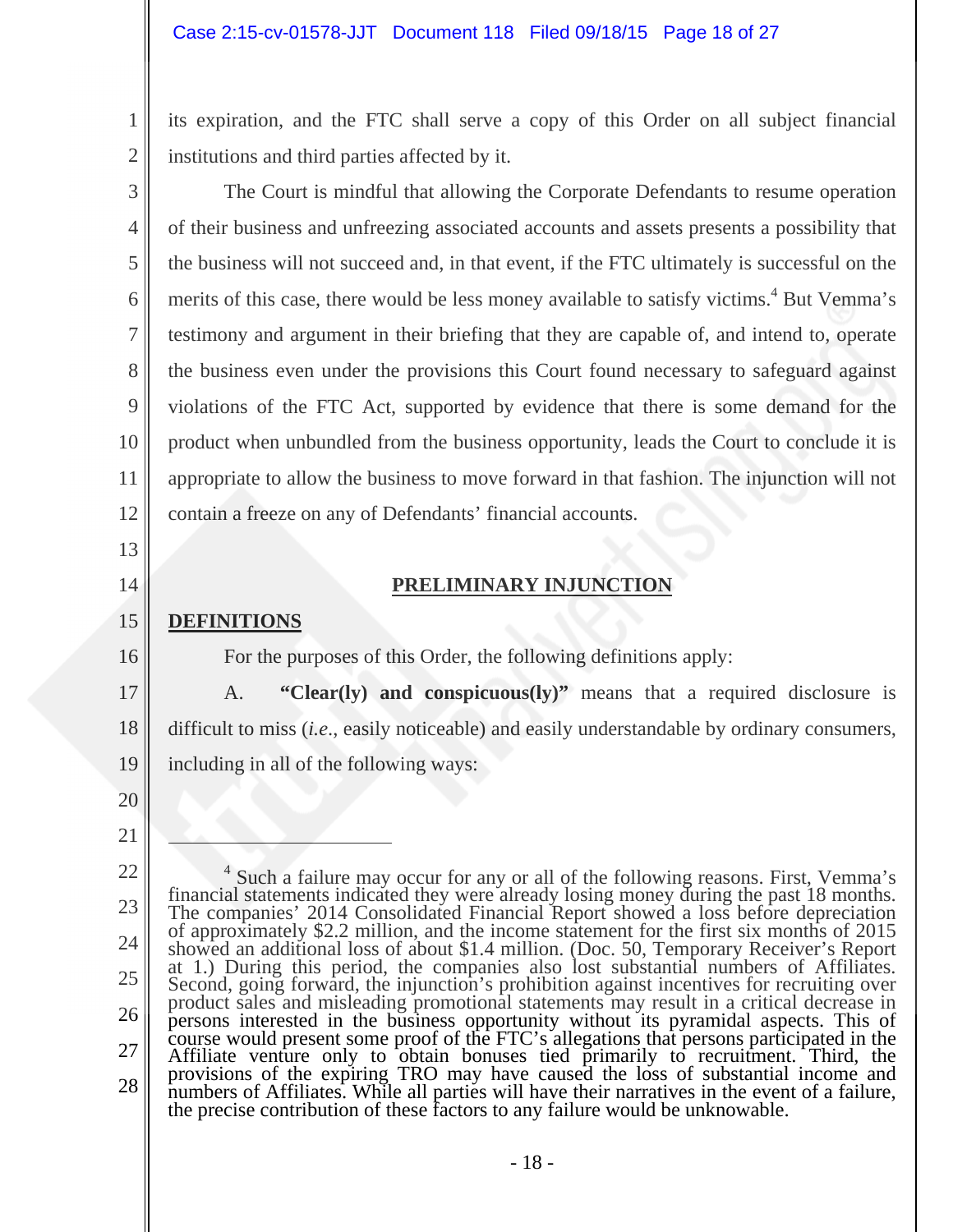its expiration, and the FTC shall serve a copy of this Order on all subject financial institutions and third parties affected by it.

The Court is mindful that allowing the Corporate Defendants to resume operation of their business and unfreezing associated accounts and assets presents a possibility that the business will not succeed and, in that event, if the FTC ultimately is successful on the merits of this case, there would be less money available to satisfy victims.[4] But Vemma's testimony and argument in their briefing that they are capable of, and intend to, operate the business even under the provisions this Court found necessary to safeguard against violations of the FTC Act, supported by evidence that there is some demand for the product when unbundled from the business opportunity, leads the Court to conclude it is appropriate to allow the business to move forward in that fashion. The injunction will not contain a freeze on any of Defendants' financial accounts.

## PRELIMINARY INJUNCTION

### DEFINITIONS

For the purposes of this Order, the following definitions apply:

A. **"Clear(ly) and conspicuous(ly)"** means that a required disclosure is difficult to miss (*i.e.*, easily noticeable) and easily understandable by ordinary consumers, including in all of the following ways:

---

[4] Such a failure may occur for any or all of the following reasons. First, Vemma's financial statements indicated they were already losing money during the past 18 months. The companies' 2014 Consolidated Financial Report showed a loss before depreciation of approximately $2.2 million, and the income statement for the first six months of 2015 showed an additional loss of about $1.4 million. (Doc. 50, Temporary Receiver's Report at 1.) During this period, the companies also lost substantial numbers of Affiliates. Second, going forward, the injunction's prohibition against incentives for recruiting over product sales and misleading promotional statements may result in a critical decrease in persons interested in the business opportunity without its pyramidal aspects. This of course would present some proof of the FTC's allegations that persons participated in the Affiliate venture only to obtain bonuses tied primarily to recruitment. Third, the provisions of the expiring TRO may have caused the loss of substantial income and numbers of Affiliates. While all parties will have their narratives in the event of a failure, the precise contribution of these factors to any failure would be unknowable.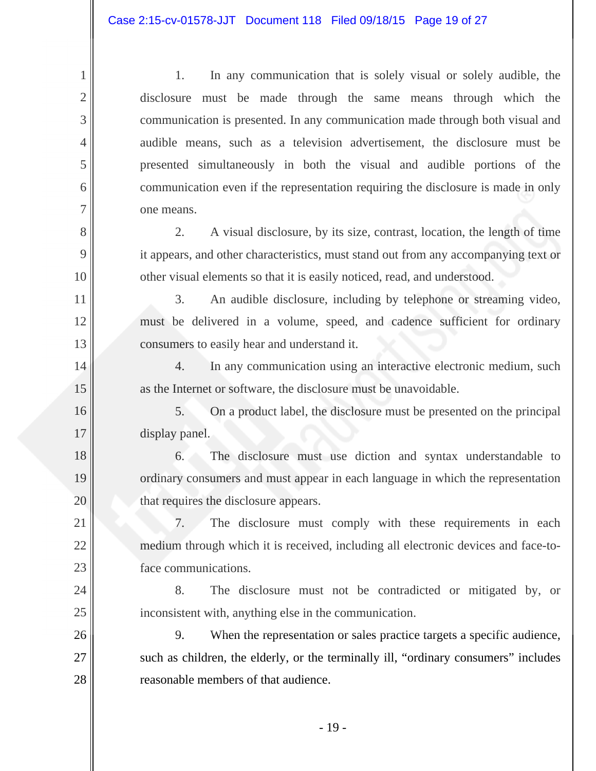1. In any communication that is solely visual or solely audible, the disclosure must be made through the same means through which the communication is presented. In any communication made through both visual and audible means, such as a television advertisement, the disclosure must be presented simultaneously in both the visual and audible portions of the communication even if the representation requiring the disclosure is made in only one means.

2. A visual disclosure, by its size, contrast, location, the length of time it appears, and other characteristics, must stand out from any accompanying text or other visual elements so that it is easily noticed, read, and understood.

3. An audible disclosure, including by telephone or streaming video, must be delivered in a volume, speed, and cadence sufficient for ordinary consumers to easily hear and understand it.

4. In any communication using an interactive electronic medium, such as the Internet or software, the disclosure must be unavoidable.

5. On a product label, the disclosure must be presented on the principal display panel.

6. The disclosure must use diction and syntax understandable to ordinary consumers and must appear in each language in which the representation that requires the disclosure appears.

7. The disclosure must comply with these requirements in each medium through which it is received, including all electronic devices and face-to-face communications.

8. The disclosure must not be contradicted or mitigated by, or inconsistent with, anything else in the communication.

9. When the representation or sales practice targets a specific audience, such as children, the elderly, or the terminally ill, "ordinary consumers" includes reasonable members of that audience.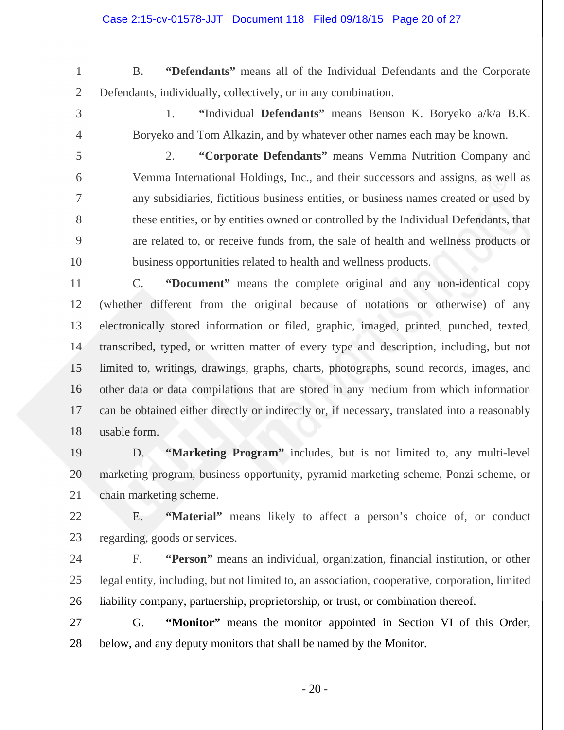B. **"Defendants"** means all of the Individual Defendants and the Corporate Defendants, individually, collectively, or in any combination.

1. "Individual **Defendants"** means Benson K. Boryeko a/k/a B.K. Boryeko and Tom Alkazin, and by whatever other names each may be known.

2. **"Corporate Defendants"** means Vemma Nutrition Company and Vemma International Holdings, Inc., and their successors and assigns, as well as any subsidiaries, fictitious business entities, or business names created or used by these entities, or by entities owned or controlled by the Individual Defendants, that are related to, or receive funds from, the sale of health and wellness products or business opportunities related to health and wellness products.

C. **"Document"** means the complete original and any non-identical copy (whether different from the original because of notations or otherwise) of any electronically stored information or filed, graphic, imaged, printed, punched, texted, transcribed, typed, or written matter of every type and description, including, but not limited to, writings, drawings, graphs, charts, photographs, sound records, images, and other data or data compilations that are stored in any medium from which information can be obtained either directly or indirectly or, if necessary, translated into a reasonably usable form.

D. **"Marketing Program"** includes, but is not limited to, any multi-level marketing program, business opportunity, pyramid marketing scheme, Ponzi scheme, or chain marketing scheme.

E. **"Material"** means likely to affect a person's choice of, or conduct regarding, goods or services.

F. **"Person"** means an individual, organization, financial institution, or other legal entity, including, but not limited to, an association, cooperative, corporation, limited liability company, partnership, proprietorship, or trust, or combination thereof.

G. **"Monitor"** means the monitor appointed in Section VI of this Order, below, and any deputy monitors that shall be named by the Monitor.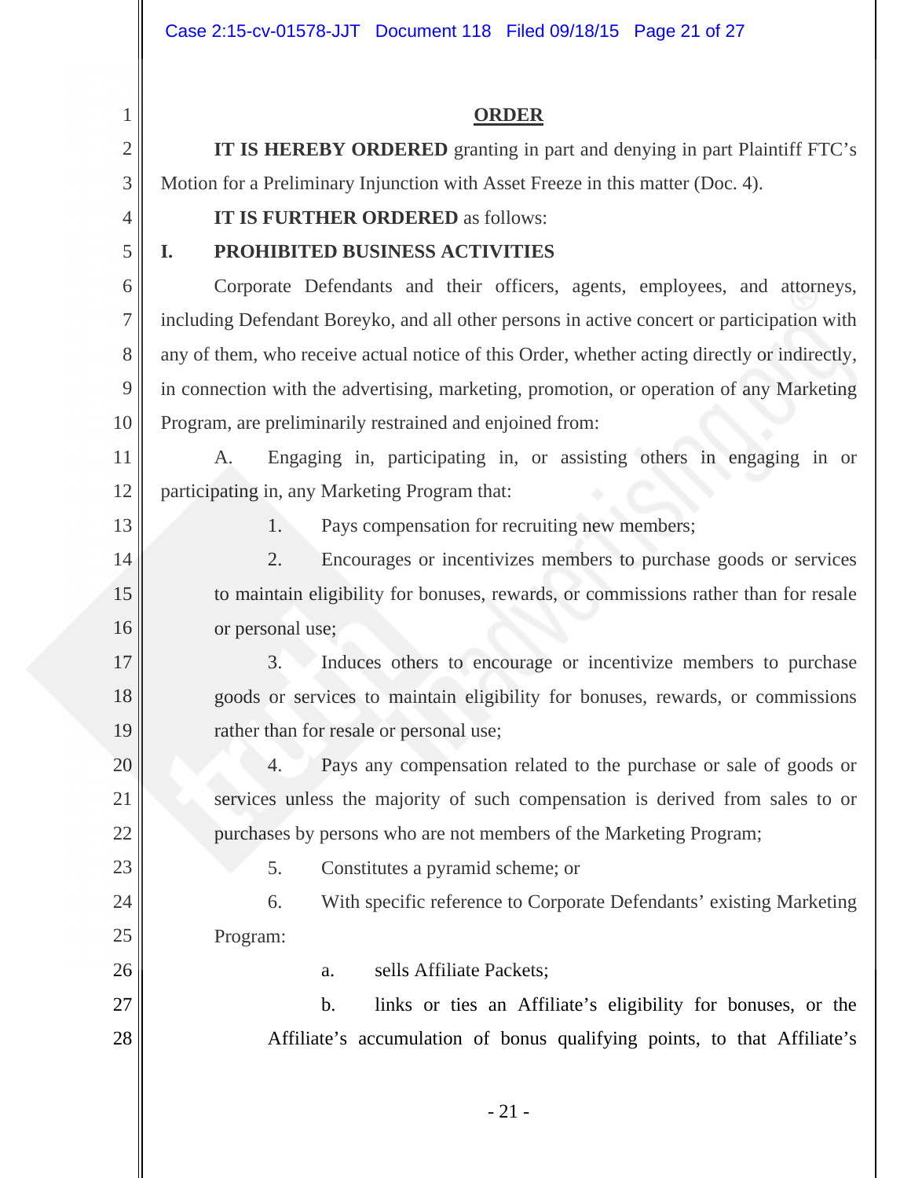## ORDER

**IT IS HEREBY ORDERED** granting in part and denying in part Plaintiff FTC's Motion for a Preliminary Injunction with Asset Freeze in this matter (Doc. 4).

**IT IS FURTHER ORDERED** as follows:

### I. PROHIBITED BUSINESS ACTIVITIES

Corporate Defendants and their officers, agents, employees, and attorneys, including Defendant Boreyko, and all other persons in active concert or participation with any of them, who receive actual notice of this Order, whether acting directly or indirectly, in connection with the advertising, marketing, promotion, or operation of any Marketing Program, are preliminarily restrained and enjoined from:

A. Engaging in, participating in, or assisting others in engaging in or participating in, any Marketing Program that:

1. Pays compensation for recruiting new members;
2. Encourages or incentivizes members to purchase goods or services to maintain eligibility for bonuses, rewards, or commissions rather than for resale or personal use;
3. Induces others to encourage or incentivize members to purchase goods or services to maintain eligibility for bonuses, rewards, or commissions rather than for resale or personal use;
4. Pays any compensation related to the purchase or sale of goods or services unless the majority of such compensation is derived from sales to or purchases by persons who are not members of the Marketing Program;
5. Constitutes a pyramid scheme; or
6. With specific reference to Corporate Defendants' existing Marketing Program:
   a. sells Affiliate Packets;
   b. links or ties an Affiliate's eligibility for bonuses, or the Affiliate's accumulation of bonus qualifying points, to that Affiliate's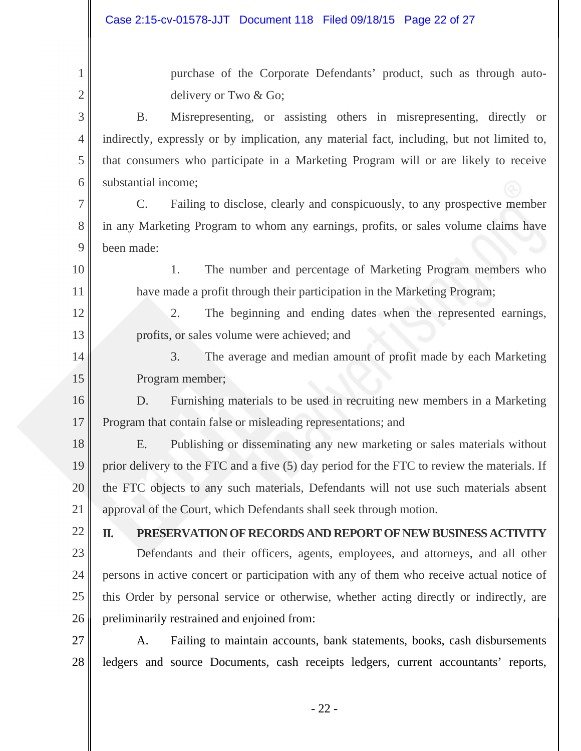purchase of the Corporate Defendants' product, such as through auto-delivery or Two & Go;

B. Misrepresenting, or assisting others in misrepresenting, directly or indirectly, expressly or by implication, any material fact, including, but not limited to, that consumers who participate in a Marketing Program will or are likely to receive substantial income;

C. Failing to disclose, clearly and conspicuously, to any prospective member in any Marketing Program to whom any earnings, profits, or sales volume claims have been made:

1. The number and percentage of Marketing Program members who have made a profit through their participation in the Marketing Program;

2. The beginning and ending dates when the represented earnings, profits, or sales volume were achieved; and

3. The average and median amount of profit made by each Marketing Program member;

D. Furnishing materials to be used in recruiting new members in a Marketing Program that contain false or misleading representations; and

E. Publishing or disseminating any new marketing or sales materials without prior delivery to the FTC and a five (5) day period for the FTC to review the materials. If the FTC objects to any such materials, Defendants will not use such materials absent approval of the Court, which Defendants shall seek through motion.

## II. PRESERVATION OF RECORDS AND REPORT OF NEW BUSINESS ACTIVITY

Defendants and their officers, agents, employees, and attorneys, and all other persons in active concert or participation with any of them who receive actual notice of this Order by personal service or otherwise, whether acting directly or indirectly, are preliminarily restrained and enjoined from:

A. Failing to maintain accounts, bank statements, books, cash disbursements ledgers and source Documents, cash receipts ledgers, current accountants' reports,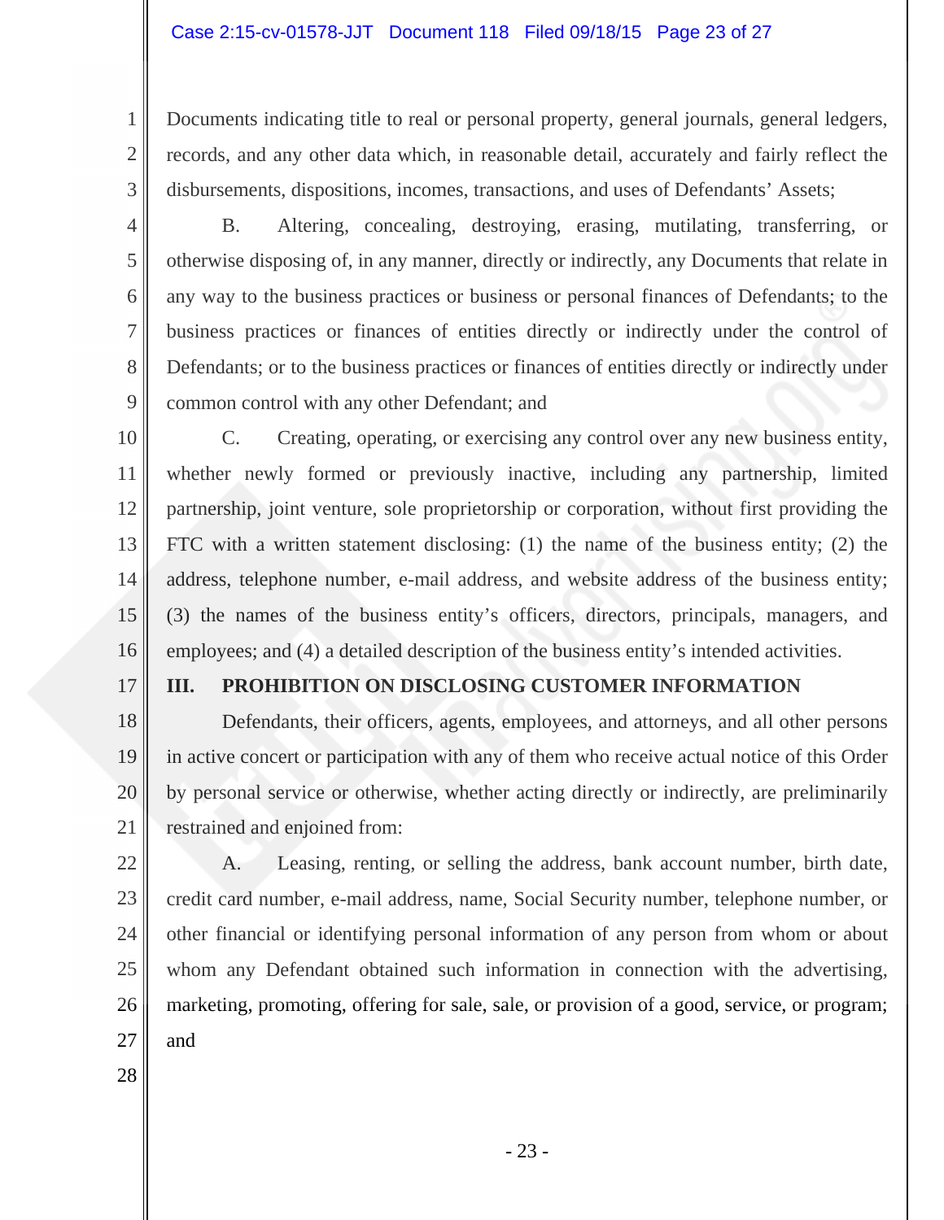Documents indicating title to real or personal property, general journals, general ledgers, records, and any other data which, in reasonable detail, accurately and fairly reflect the disbursements, dispositions, incomes, transactions, and uses of Defendants' Assets;

B. Altering, concealing, destroying, erasing, mutilating, transferring, or otherwise disposing of, in any manner, directly or indirectly, any Documents that relate in any way to the business practices or business or personal finances of Defendants; to the business practices or finances of entities directly or indirectly under the control of Defendants; or to the business practices or finances of entities directly or indirectly under common control with any other Defendant; and

C. Creating, operating, or exercising any control over any new business entity, whether newly formed or previously inactive, including any partnership, limited partnership, joint venture, sole proprietorship or corporation, without first providing the FTC with a written statement disclosing: (1) the name of the business entity; (2) the address, telephone number, e-mail address, and website address of the business entity; (3) the names of the business entity's officers, directors, principals, managers, and employees; and (4) a detailed description of the business entity's intended activities.

## III. PROHIBITION ON DISCLOSING CUSTOMER INFORMATION

Defendants, their officers, agents, employees, and attorneys, and all other persons in active concert or participation with any of them who receive actual notice of this Order by personal service or otherwise, whether acting directly or indirectly, are preliminarily restrained and enjoined from:

A. Leasing, renting, or selling the address, bank account number, birth date, credit card number, e-mail address, name, Social Security number, telephone number, or other financial or identifying personal information of any person from whom or about whom any Defendant obtained such information in connection with the advertising, marketing, promoting, offering for sale, sale, or provision of a good, service, or program; and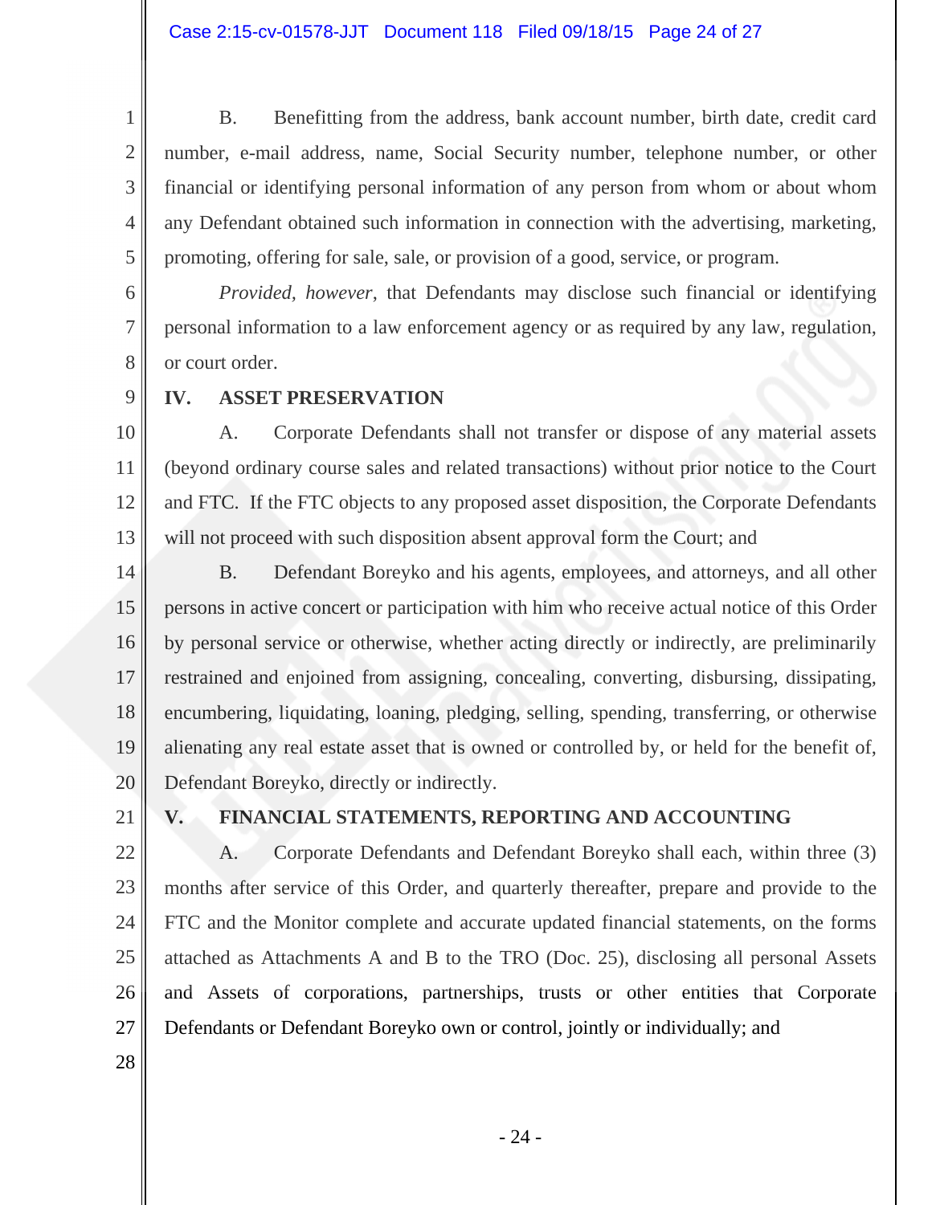B. Benefitting from the address, bank account number, birth date, credit card number, e-mail address, name, Social Security number, telephone number, or other financial or identifying personal information of any person from whom or about whom any Defendant obtained such information in connection with the advertising, marketing, promoting, offering for sale, sale, or provision of a good, service, or program.

*Provided, however*, that Defendants may disclose such financial or identifying personal information to a law enforcement agency or as required by any law, regulation, or court order.

## IV. ASSET PRESERVATION

A. Corporate Defendants shall not transfer or dispose of any material assets (beyond ordinary course sales and related transactions) without prior notice to the Court and FTC. If the FTC objects to any proposed asset disposition, the Corporate Defendants will not proceed with such disposition absent approval form the Court; and

B. Defendant Boreyko and his agents, employees, and attorneys, and all other persons in active concert or participation with him who receive actual notice of this Order by personal service or otherwise, whether acting directly or indirectly, are preliminarily restrained and enjoined from assigning, concealing, converting, disbursing, dissipating, encumbering, liquidating, loaning, pledging, selling, spending, transferring, or otherwise alienating any real estate asset that is owned or controlled by, or held for the benefit of, Defendant Boreyko, directly or indirectly.

## V. FINANCIAL STATEMENTS, REPORTING AND ACCOUNTING

A. Corporate Defendants and Defendant Boreyko shall each, within three (3) months after service of this Order, and quarterly thereafter, prepare and provide to the FTC and the Monitor complete and accurate updated financial statements, on the forms attached as Attachments A and B to the TRO (Doc. 25), disclosing all personal Assets and Assets of corporations, partnerships, trusts or other entities that Corporate Defendants or Defendant Boreyko own or control, jointly or individually; and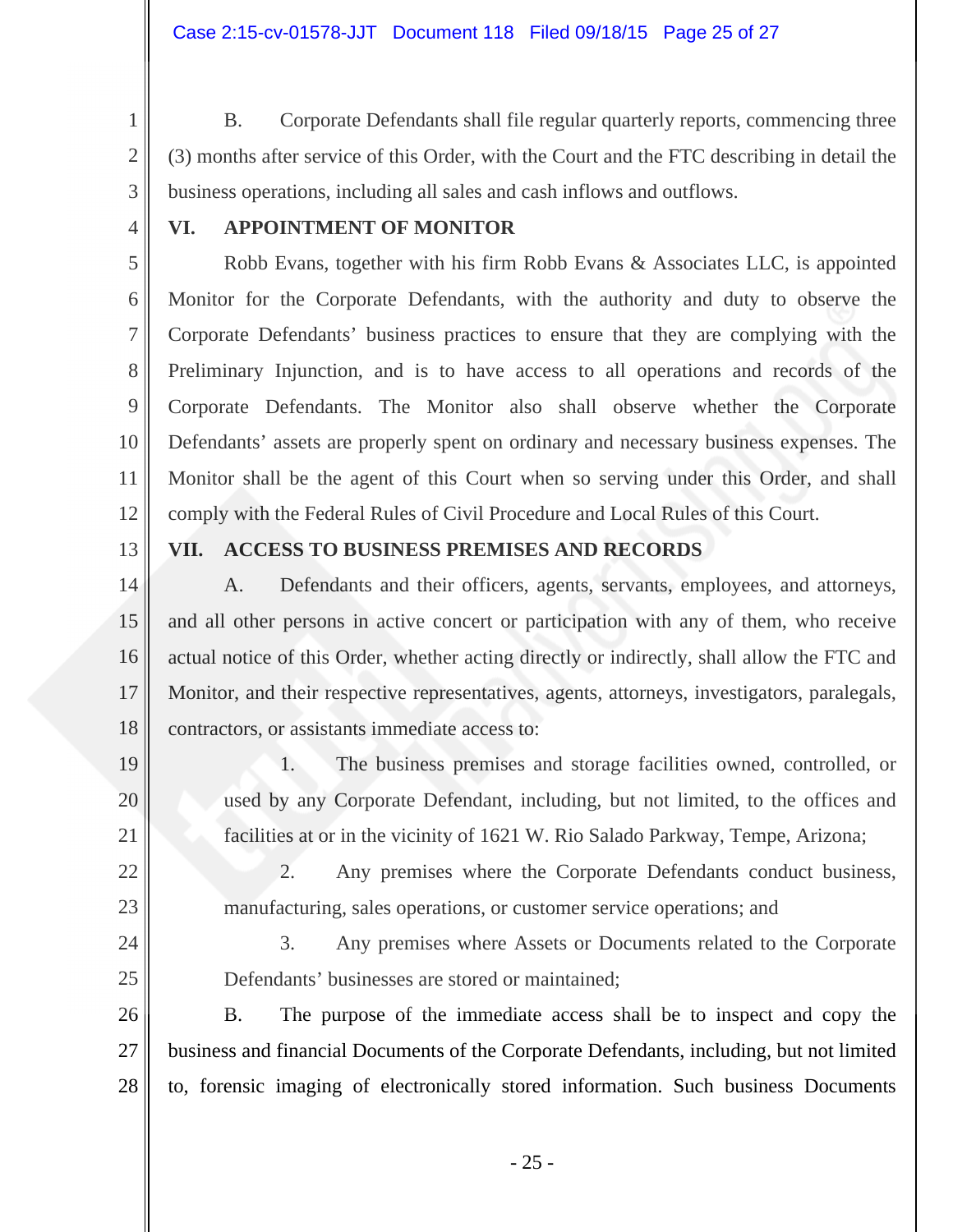B. Corporate Defendants shall file regular quarterly reports, commencing three (3) months after service of this Order, with the Court and the FTC describing in detail the business operations, including all sales and cash inflows and outflows.

## VI. APPOINTMENT OF MONITOR

Robb Evans, together with his firm Robb Evans & Associates LLC, is appointed Monitor for the Corporate Defendants, with the authority and duty to observe the Corporate Defendants' business practices to ensure that they are complying with the Preliminary Injunction, and is to have access to all operations and records of the Corporate Defendants. The Monitor also shall observe whether the Corporate Defendants' assets are properly spent on ordinary and necessary business expenses. The Monitor shall be the agent of this Court when so serving under this Order, and shall comply with the Federal Rules of Civil Procedure and Local Rules of this Court.

## VII. ACCESS TO BUSINESS PREMISES AND RECORDS

A. Defendants and their officers, agents, servants, employees, and attorneys, and all other persons in active concert or participation with any of them, who receive actual notice of this Order, whether acting directly or indirectly, shall allow the FTC and Monitor, and their respective representatives, agents, attorneys, investigators, paralegals, contractors, or assistants immediate access to:

1. The business premises and storage facilities owned, controlled, or used by any Corporate Defendant, including, but not limited, to the offices and facilities at or in the vicinity of 1621 W. Rio Salado Parkway, Tempe, Arizona;

2. Any premises where the Corporate Defendants conduct business, manufacturing, sales operations, or customer service operations; and

3. Any premises where Assets or Documents related to the Corporate Defendants' businesses are stored or maintained;

B. The purpose of the immediate access shall be to inspect and copy the business and financial Documents of the Corporate Defendants, including, but not limited to, forensic imaging of electronically stored information. Such business Documents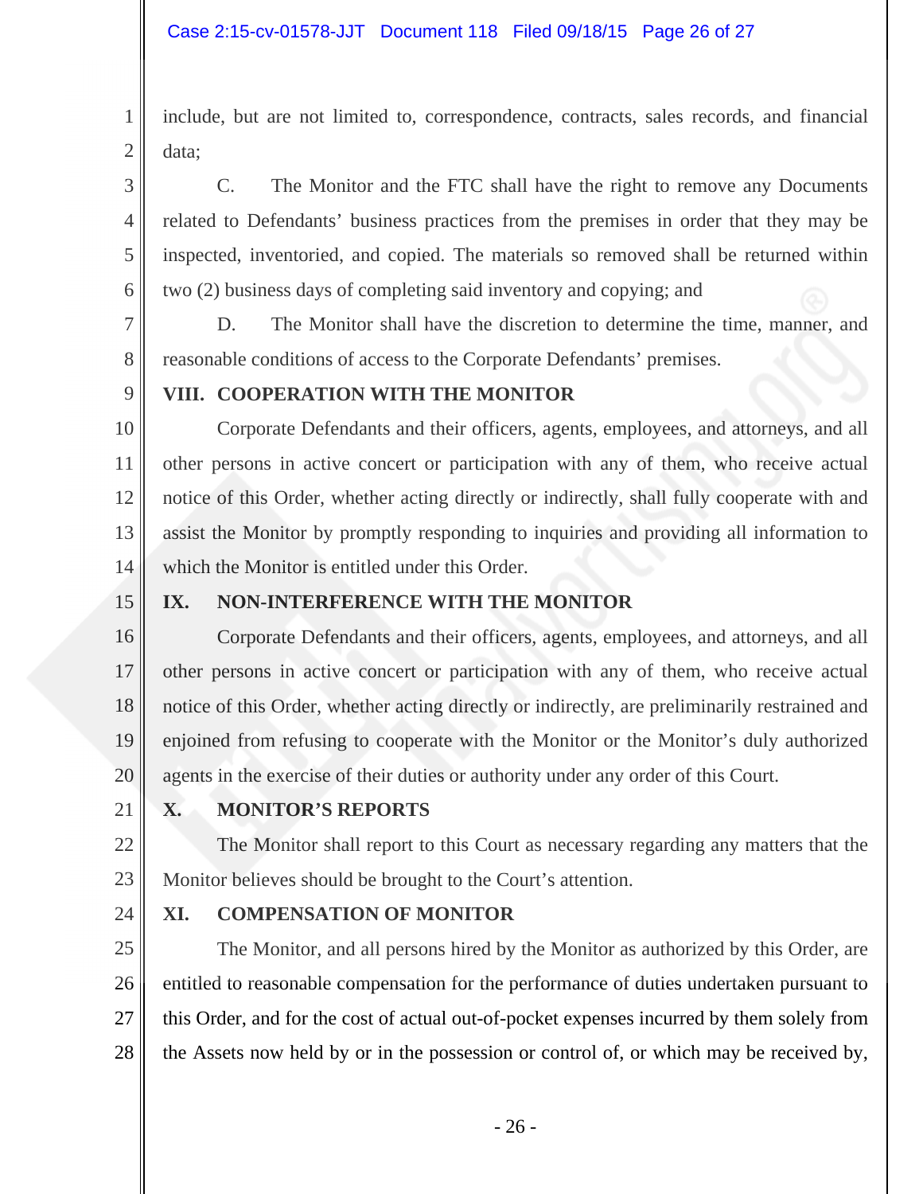include, but are not limited to, correspondence, contracts, sales records, and financial data;

C. The Monitor and the FTC shall have the right to remove any Documents related to Defendants' business practices from the premises in order that they may be inspected, inventoried, and copied. The materials so removed shall be returned within two (2) business days of completing said inventory and copying; and

D. The Monitor shall have the discretion to determine the time, manner, and reasonable conditions of access to the Corporate Defendants' premises.

## VIII. COOPERATION WITH THE MONITOR

Corporate Defendants and their officers, agents, employees, and attorneys, and all other persons in active concert or participation with any of them, who receive actual notice of this Order, whether acting directly or indirectly, shall fully cooperate with and assist the Monitor by promptly responding to inquiries and providing all information to which the Monitor is entitled under this Order.

## IX. NON-INTERFERENCE WITH THE MONITOR

Corporate Defendants and their officers, agents, employees, and attorneys, and all other persons in active concert or participation with any of them, who receive actual notice of this Order, whether acting directly or indirectly, are preliminarily restrained and enjoined from refusing to cooperate with the Monitor or the Monitor's duly authorized agents in the exercise of their duties or authority under any order of this Court.

## X. MONITOR'S REPORTS

The Monitor shall report to this Court as necessary regarding any matters that the Monitor believes should be brought to the Court's attention.

## XI. COMPENSATION OF MONITOR

The Monitor, and all persons hired by the Monitor as authorized by this Order, are entitled to reasonable compensation for the performance of duties undertaken pursuant to this Order, and for the cost of actual out-of-pocket expenses incurred by them solely from the Assets now held by or in the possession or control of, or which may be received by,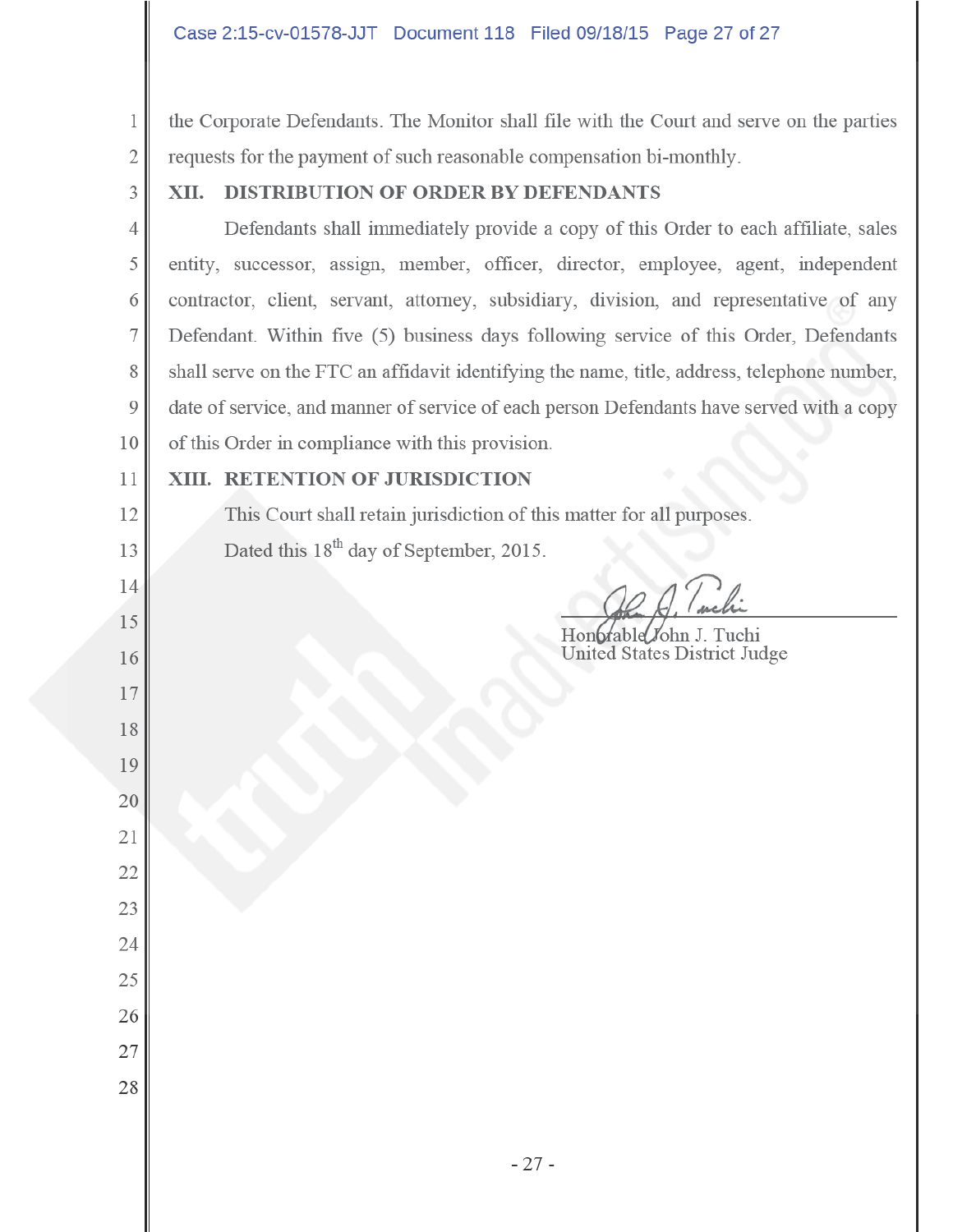the Corporate Defendants. The Monitor shall file with the Court and serve on the parties requests for the payment of such reasonable compensation bi-monthly.

## XII. DISTRIBUTION OF ORDER BY DEFENDANTS

Defendants shall immediately provide a copy of this Order to each affiliate, sales entity, successor, assign, member, officer, director, employee, agent, independent contractor, client, servant, attorney, subsidiary, division, and representative of any Defendant. Within five (5) business days following service of this Order, Defendants shall serve on the FTC an affidavit identifying the name, title, address, telephone number, date of service, and manner of service of each person Defendants have served with a copy of this Order in compliance with this provision.

## XIII. RETENTION OF JURISDICTION

This Court shall retain jurisdiction of this matter for all purposes.

Dated this 18th day of September, 2015.

Honorable John J. Tuchi
United States District Judge